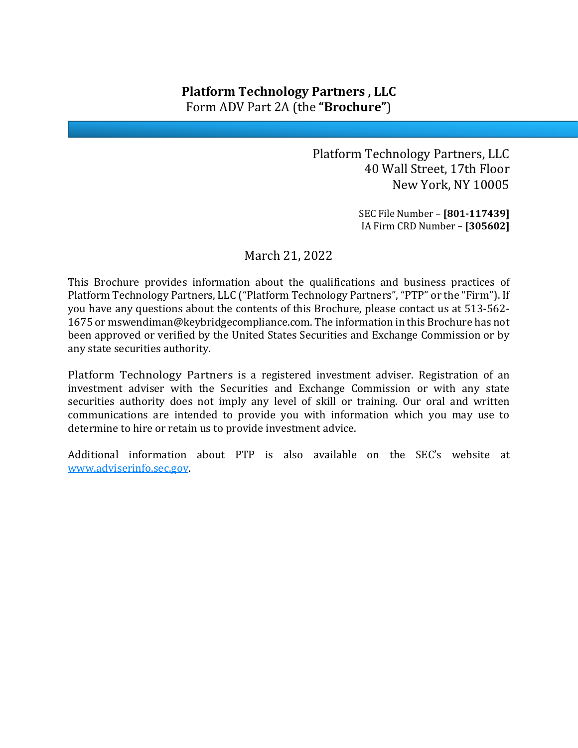# Platform Technology Partners , LLC

Form ADV Part 2A (the **"Brochure"**)

Platform Technology Partners, LLC
40 Wall Street, 17th Floor
New York, NY 10005

SEC File Number – **[801-117439]**
IA Firm CRD Number – **[305602]**

March 21, 2022

This Brochure provides information about the qualifications and business practices of Platform Technology Partners, LLC ("Platform Technology Partners", "PTP" or the "Firm"). If you have any questions about the contents of this Brochure, please contact us at 513-562-1675 or mswendiman@keybridgecompliance.com. The information in this Brochure has not been approved or verified by the United States Securities and Exchange Commission or by any state securities authority.

Platform Technology Partners is a registered investment adviser. Registration of an investment adviser with the Securities and Exchange Commission or with any state securities authority does not imply any level of skill or training. Our oral and written communications are intended to provide you with information which you may use to determine to hire or retain us to provide investment advice.

Additional information about PTP is also available on the SEC's website at www.adviserinfo.sec.gov.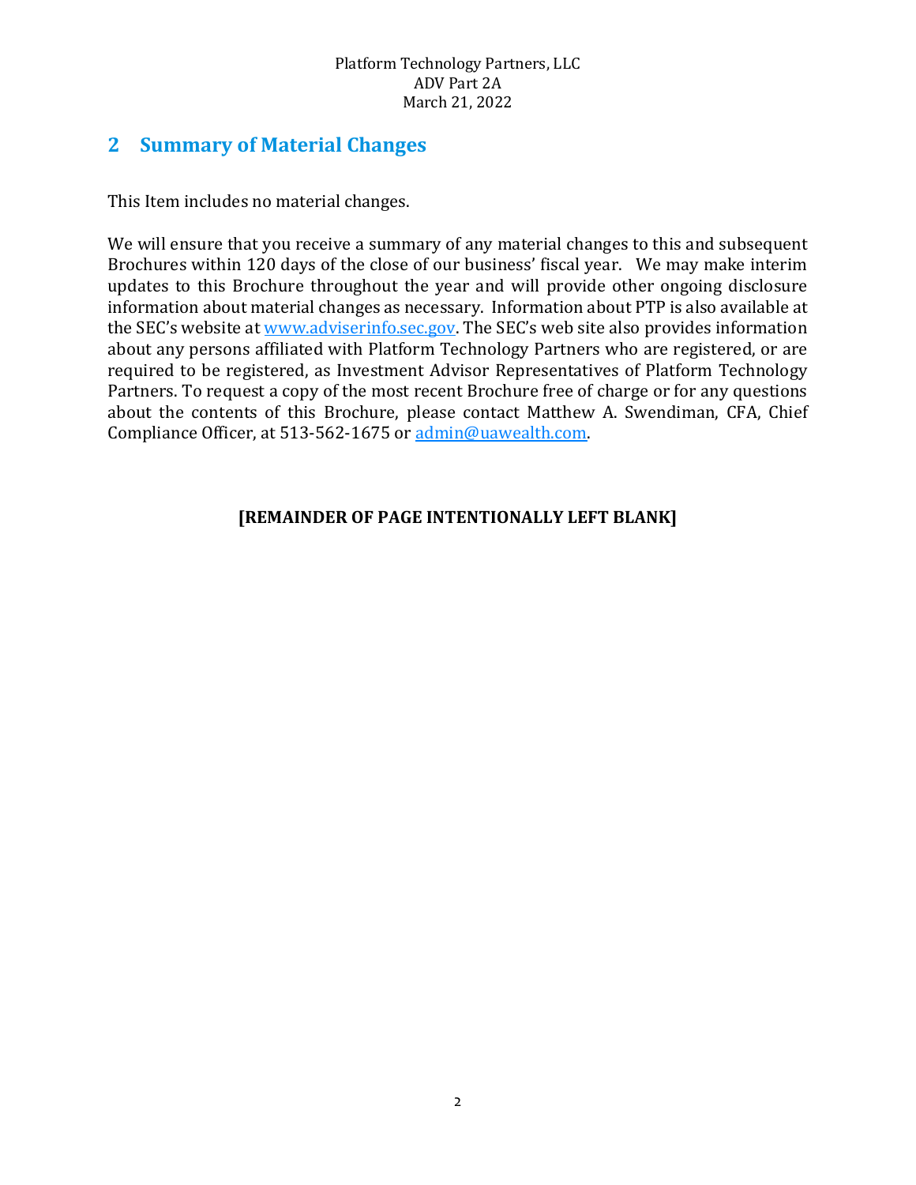## 2 Summary of Material Changes

This Item includes no material changes.

We will ensure that you receive a summary of any material changes to this and subsequent Brochures within 120 days of the close of our business' fiscal year. We may make interim updates to this Brochure throughout the year and will provide other ongoing disclosure information about material changes as necessary. Information about PTP is also available at the SEC's website at www.adviserinfo.sec.gov. The SEC's web site also provides information about any persons affiliated with Platform Technology Partners who are registered, or are required to be registered, as Investment Advisor Representatives of Platform Technology Partners. To request a copy of the most recent Brochure free of charge or for any questions about the contents of this Brochure, please contact Matthew A. Swendiman, CFA, Chief Compliance Officer, at 513-562-1675 or admin@uawealth.com.

**[REMAINDER OF PAGE INTENTIONALLY LEFT BLANK]**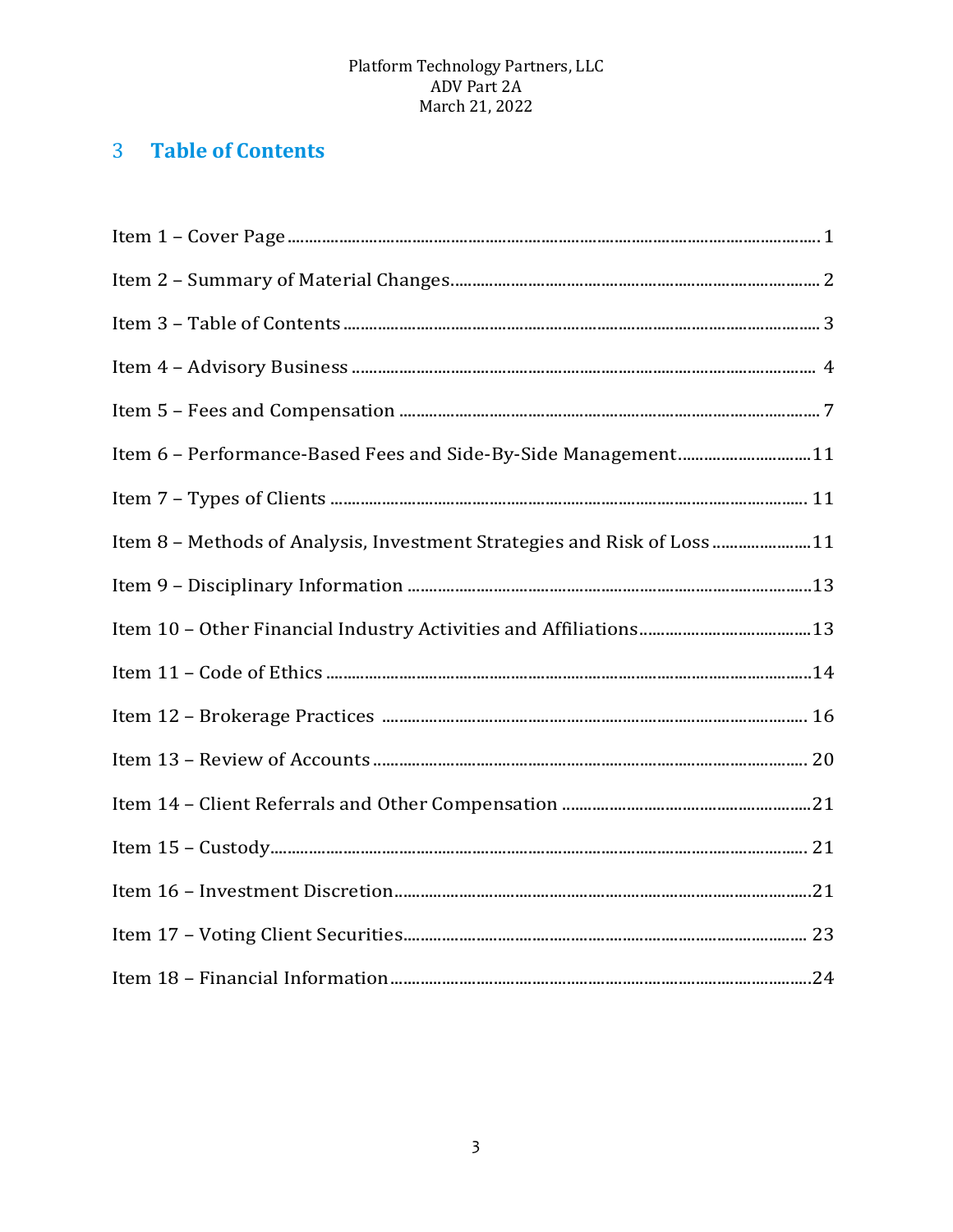## 3 Table of Contents

Item 1 – Cover Page ........................................................................ 1

Item 2 – Summary of Material Changes ........................................................................ 2

Item 3 – Table of Contents ........................................................................ 3

Item 4 – Advisory Business ........................................................................ 4

Item 5 – Fees and Compensation ........................................................................ 7

Item 6 – Performance-Based Fees and Side-By-Side Management ........................................................................ 11

Item 7 – Types of Clients ........................................................................ 11

Item 8 – Methods of Analysis, Investment Strategies and Risk of Loss ........................................................................ 11

Item 9 – Disciplinary Information ........................................................................ 13

Item 10 – Other Financial Industry Activities and Affiliations ........................................................................ 13

Item 11 – Code of Ethics ........................................................................ 14

Item 12 – Brokerage Practices ........................................................................ 16

Item 13 – Review of Accounts ........................................................................ 20

Item 14 – Client Referrals and Other Compensation ........................................................................ 21

Item 15 – Custody ........................................................................ 21

Item 16 – Investment Discretion ........................................................................ 21

Item 17 – Voting Client Securities ........................................................................ 23

Item 18 – Financial Information ........................................................................ 24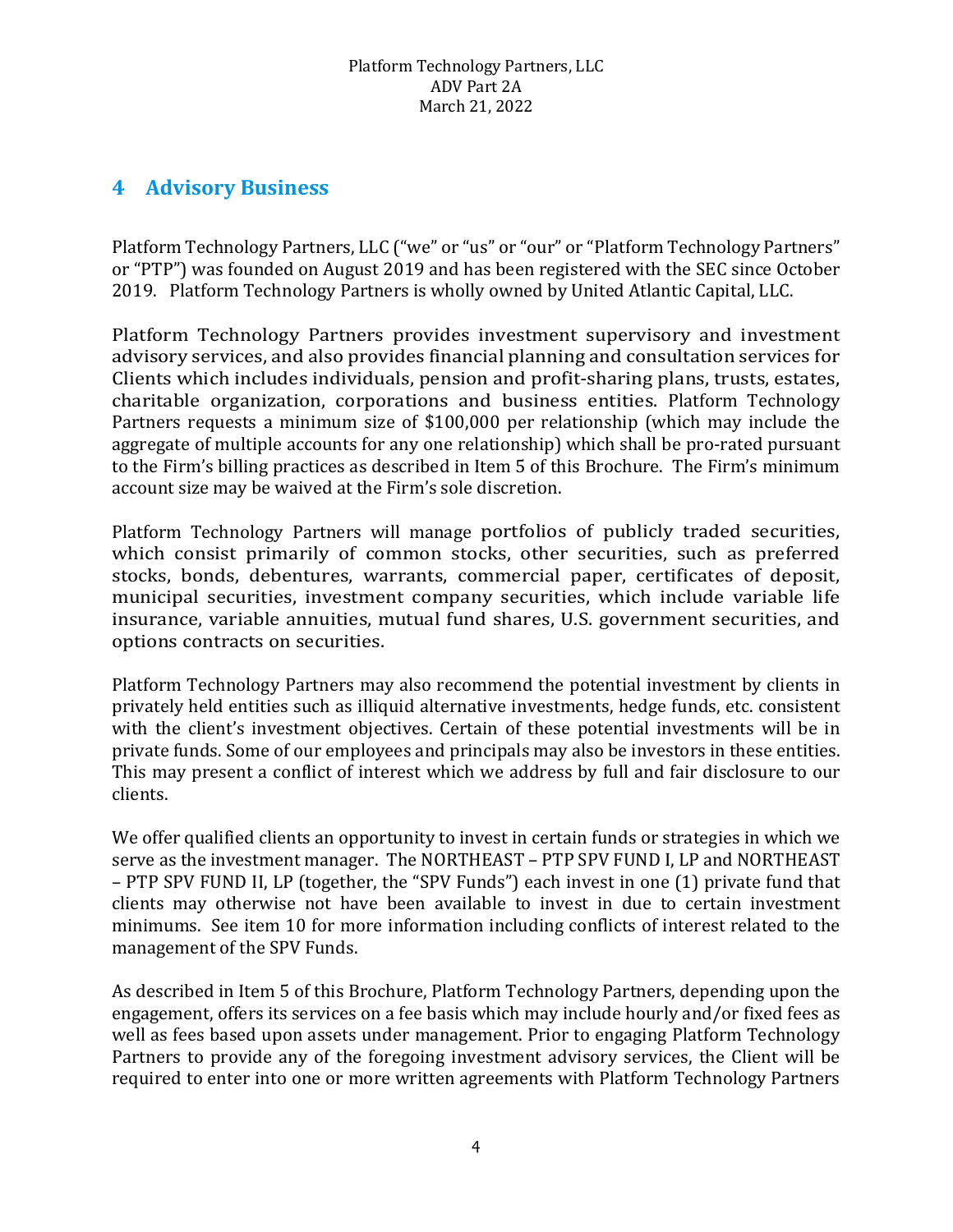## 4 Advisory Business

Platform Technology Partners, LLC ("we" or "us" or "our" or "Platform Technology Partners" or "PTP") was founded on August 2019 and has been registered with the SEC since October 2019. Platform Technology Partners is wholly owned by United Atlantic Capital, LLC.

Platform Technology Partners provides investment supervisory and investment advisory services, and also provides financial planning and consultation services for Clients which includes individuals, pension and profit-sharing plans, trusts, estates, charitable organization, corporations and business entities. Platform Technology Partners requests a minimum size of $100,000 per relationship (which may include the aggregate of multiple accounts for any one relationship) which shall be pro-rated pursuant to the Firm's billing practices as described in Item 5 of this Brochure. The Firm's minimum account size may be waived at the Firm's sole discretion.

Platform Technology Partners will manage portfolios of publicly traded securities, which consist primarily of common stocks, other securities, such as preferred stocks, bonds, debentures, warrants, commercial paper, certificates of deposit, municipal securities, investment company securities, which include variable life insurance, variable annuities, mutual fund shares, U.S. government securities, and options contracts on securities.

Platform Technology Partners may also recommend the potential investment by clients in privately held entities such as illiquid alternative investments, hedge funds, etc. consistent with the client's investment objectives. Certain of these potential investments will be in private funds. Some of our employees and principals may also be investors in these entities. This may present a conflict of interest which we address by full and fair disclosure to our clients.

We offer qualified clients an opportunity to invest in certain funds or strategies in which we serve as the investment manager. The NORTHEAST – PTP SPV FUND I, LP and NORTHEAST – PTP SPV FUND II, LP (together, the "SPV Funds") each invest in one (1) private fund that clients may otherwise not have been available to invest in due to certain investment minimums. See item 10 for more information including conflicts of interest related to the management of the SPV Funds.

As described in Item 5 of this Brochure, Platform Technology Partners, depending upon the engagement, offers its services on a fee basis which may include hourly and/or fixed fees as well as fees based upon assets under management. Prior to engaging Platform Technology Partners to provide any of the foregoing investment advisory services, the Client will be required to enter into one or more written agreements with Platform Technology Partners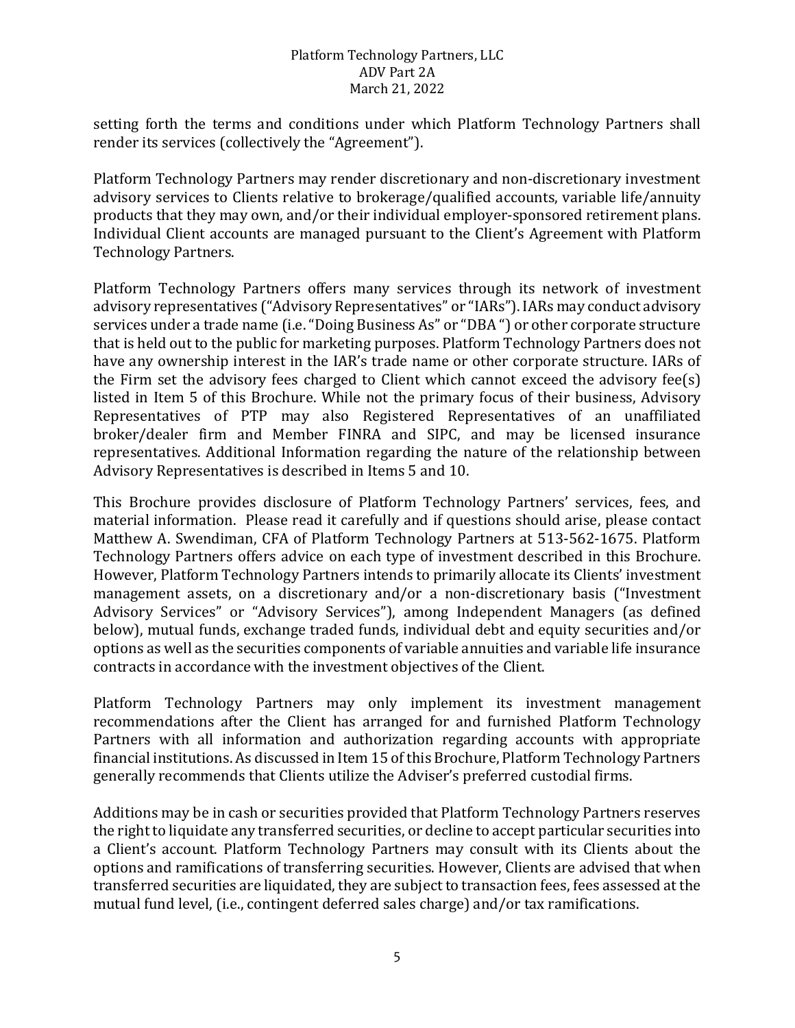setting forth the terms and conditions under which Platform Technology Partners shall render its services (collectively the "Agreement").

Platform Technology Partners may render discretionary and non-discretionary investment advisory services to Clients relative to brokerage/qualified accounts, variable life/annuity products that they may own, and/or their individual employer-sponsored retirement plans. Individual Client accounts are managed pursuant to the Client's Agreement with Platform Technology Partners.

Platform Technology Partners offers many services through its network of investment advisory representatives ("Advisory Representatives" or "IARs"). IARs may conduct advisory services under a trade name (i.e. "Doing Business As" or "DBA ") or other corporate structure that is held out to the public for marketing purposes. Platform Technology Partners does not have any ownership interest in the IAR's trade name or other corporate structure. IARs of the Firm set the advisory fees charged to Client which cannot exceed the advisory fee(s) listed in Item 5 of this Brochure. While not the primary focus of their business, Advisory Representatives of PTP may also Registered Representatives of an unaffiliated broker/dealer firm and Member FINRA and SIPC, and may be licensed insurance representatives. Additional Information regarding the nature of the relationship between Advisory Representatives is described in Items 5 and 10.

This Brochure provides disclosure of Platform Technology Partners' services, fees, and material information. Please read it carefully and if questions should arise, please contact Matthew A. Swendiman, CFA of Platform Technology Partners at 513-562-1675. Platform Technology Partners offers advice on each type of investment described in this Brochure. However, Platform Technology Partners intends to primarily allocate its Clients' investment management assets, on a discretionary and/or a non-discretionary basis ("Investment Advisory Services" or "Advisory Services"), among Independent Managers (as defined below), mutual funds, exchange traded funds, individual debt and equity securities and/or options as well as the securities components of variable annuities and variable life insurance contracts in accordance with the investment objectives of the Client.

Platform Technology Partners may only implement its investment management recommendations after the Client has arranged for and furnished Platform Technology Partners with all information and authorization regarding accounts with appropriate financial institutions. As discussed in Item 15 of this Brochure, Platform Technology Partners generally recommends that Clients utilize the Adviser's preferred custodial firms.

Additions may be in cash or securities provided that Platform Technology Partners reserves the right to liquidate any transferred securities, or decline to accept particular securities into a Client's account. Platform Technology Partners may consult with its Clients about the options and ramifications of transferring securities. However, Clients are advised that when transferred securities are liquidated, they are subject to transaction fees, fees assessed at the mutual fund level, (i.e., contingent deferred sales charge) and/or tax ramifications.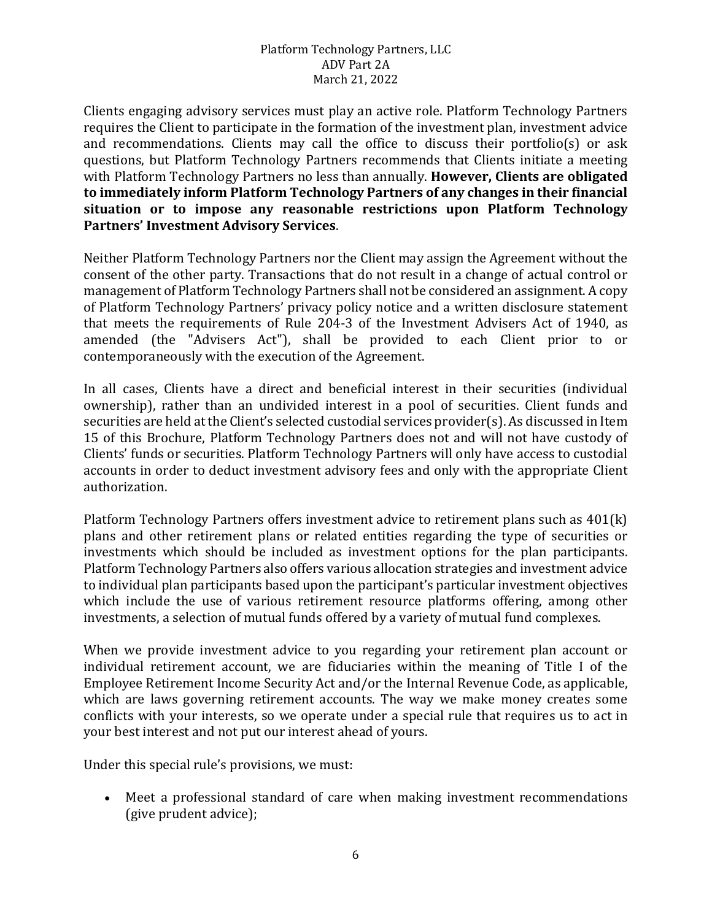Clients engaging advisory services must play an active role. Platform Technology Partners requires the Client to participate in the formation of the investment plan, investment advice and recommendations. Clients may call the office to discuss their portfolio(s) or ask questions, but Platform Technology Partners recommends that Clients initiate a meeting with Platform Technology Partners no less than annually. **However, Clients are obligated to immediately inform Platform Technology Partners of any changes in their financial situation or to impose any reasonable restrictions upon Platform Technology Partners' Investment Advisory Services**.

Neither Platform Technology Partners nor the Client may assign the Agreement without the consent of the other party. Transactions that do not result in a change of actual control or management of Platform Technology Partners shall not be considered an assignment. A copy of Platform Technology Partners' privacy policy notice and a written disclosure statement that meets the requirements of Rule 204-3 of the Investment Advisers Act of 1940, as amended (the "Advisers Act"), shall be provided to each Client prior to or contemporaneously with the execution of the Agreement.

In all cases, Clients have a direct and beneficial interest in their securities (individual ownership), rather than an undivided interest in a pool of securities. Client funds and securities are held at the Client's selected custodial services provider(s). As discussed in Item 15 of this Brochure, Platform Technology Partners does not and will not have custody of Clients' funds or securities. Platform Technology Partners will only have access to custodial accounts in order to deduct investment advisory fees and only with the appropriate Client authorization.

Platform Technology Partners offers investment advice to retirement plans such as 401(k) plans and other retirement plans or related entities regarding the type of securities or investments which should be included as investment options for the plan participants. Platform Technology Partners also offers various allocation strategies and investment advice to individual plan participants based upon the participant's particular investment objectives which include the use of various retirement resource platforms offering, among other investments, a selection of mutual funds offered by a variety of mutual fund complexes.

When we provide investment advice to you regarding your retirement plan account or individual retirement account, we are fiduciaries within the meaning of Title I of the Employee Retirement Income Security Act and/or the Internal Revenue Code, as applicable, which are laws governing retirement accounts. The way we make money creates some conflicts with your interests, so we operate under a special rule that requires us to act in your best interest and not put our interest ahead of yours.

Under this special rule's provisions, we must:

- Meet a professional standard of care when making investment recommendations (give prudent advice);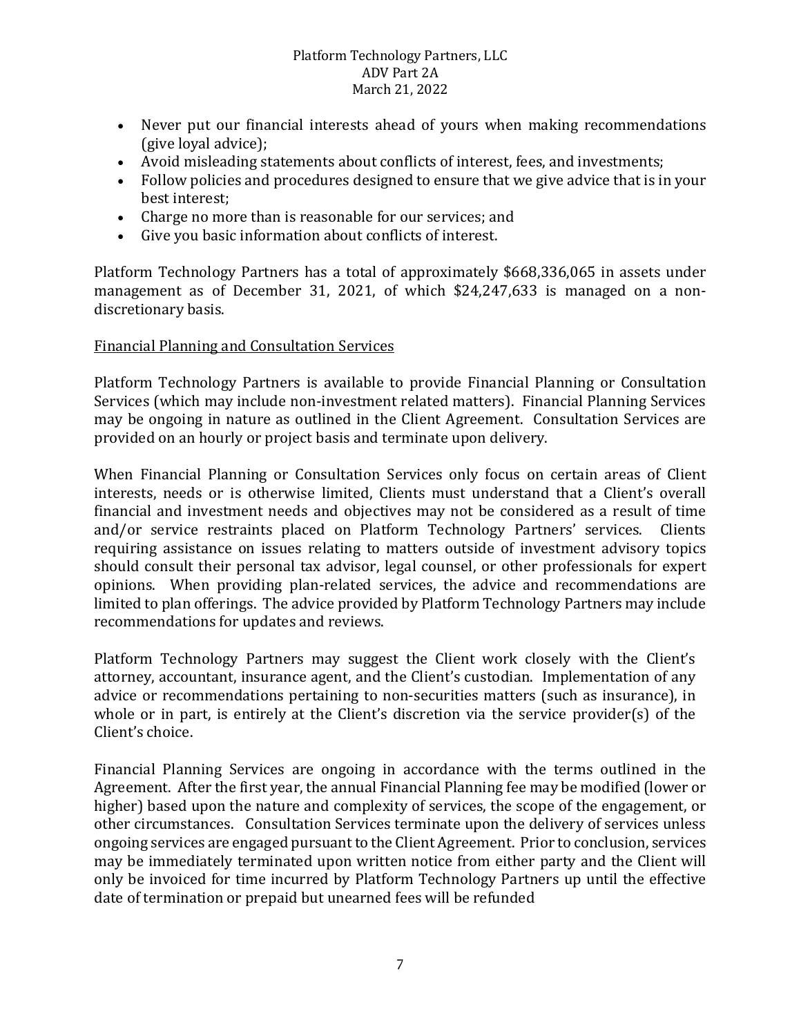- Never put our financial interests ahead of yours when making recommendations (give loyal advice);
- Avoid misleading statements about conflicts of interest, fees, and investments;
- Follow policies and procedures designed to ensure that we give advice that is in your best interest;
- Charge no more than is reasonable for our services; and
- Give you basic information about conflicts of interest.

Platform Technology Partners has a total of approximately $668,336,065 in assets under management as of December 31, 2021, of which $24,247,633 is managed on a non-discretionary basis.

<u>Financial Planning and Consultation Services</u>

Platform Technology Partners is available to provide Financial Planning or Consultation Services (which may include non-investment related matters). Financial Planning Services may be ongoing in nature as outlined in the Client Agreement. Consultation Services are provided on an hourly or project basis and terminate upon delivery.

When Financial Planning or Consultation Services only focus on certain areas of Client interests, needs or is otherwise limited, Clients must understand that a Client's overall financial and investment needs and objectives may not be considered as a result of time and/or service restraints placed on Platform Technology Partners' services. Clients requiring assistance on issues relating to matters outside of investment advisory topics should consult their personal tax advisor, legal counsel, or other professionals for expert opinions. When providing plan-related services, the advice and recommendations are limited to plan offerings. The advice provided by Platform Technology Partners may include recommendations for updates and reviews.

Platform Technology Partners may suggest the Client work closely with the Client's attorney, accountant, insurance agent, and the Client's custodian. Implementation of any advice or recommendations pertaining to non-securities matters (such as insurance), in whole or in part, is entirely at the Client's discretion via the service provider(s) of the Client's choice.

Financial Planning Services are ongoing in accordance with the terms outlined in the Agreement. After the first year, the annual Financial Planning fee may be modified (lower or higher) based upon the nature and complexity of services, the scope of the engagement, or other circumstances. Consultation Services terminate upon the delivery of services unless ongoing services are engaged pursuant to the Client Agreement. Prior to conclusion, services may be immediately terminated upon written notice from either party and the Client will only be invoiced for time incurred by Platform Technology Partners up until the effective date of termination or prepaid but unearned fees will be refunded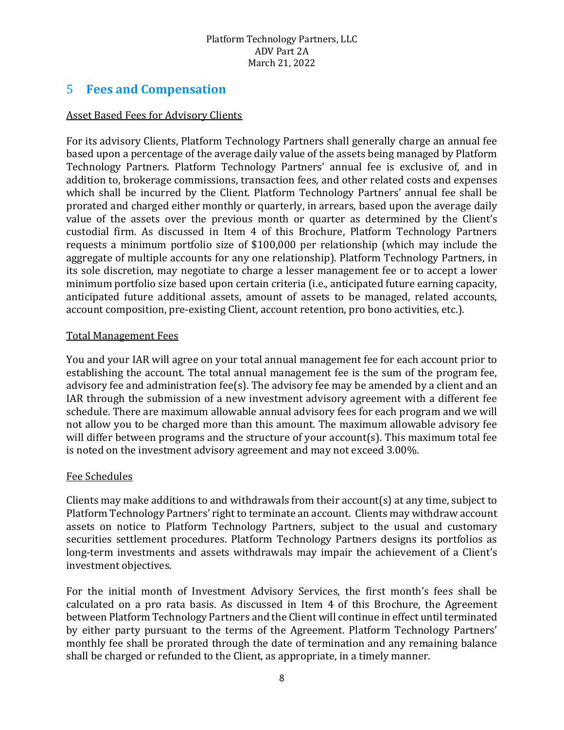## 5 Fees and Compensation

Asset Based Fees for Advisory Clients

For its advisory Clients, Platform Technology Partners shall generally charge an annual fee based upon a percentage of the average daily value of the assets being managed by Platform Technology Partners. Platform Technology Partners' annual fee is exclusive of, and in addition to, brokerage commissions, transaction fees, and other related costs and expenses which shall be incurred by the Client. Platform Technology Partners' annual fee shall be prorated and charged either monthly or quarterly, in arrears, based upon the average daily value of the assets over the previous month or quarter as determined by the Client's custodial firm. As discussed in Item 4 of this Brochure, Platform Technology Partners requests a minimum portfolio size of $100,000 per relationship (which may include the aggregate of multiple accounts for any one relationship). Platform Technology Partners, in its sole discretion, may negotiate to charge a lesser management fee or to accept a lower minimum portfolio size based upon certain criteria (i.e., anticipated future earning capacity, anticipated future additional assets, amount of assets to be managed, related accounts, account composition, pre-existing Client, account retention, pro bono activities, etc.).

Total Management Fees

You and your IAR will agree on your total annual management fee for each account prior to establishing the account. The total annual management fee is the sum of the program fee, advisory fee and administration fee(s). The advisory fee may be amended by a client and an IAR through the submission of a new investment advisory agreement with a different fee schedule. There are maximum allowable annual advisory fees for each program and we will not allow you to be charged more than this amount. The maximum allowable advisory fee will differ between programs and the structure of your account(s). This maximum total fee is noted on the investment advisory agreement and may not exceed 3.00%.

Fee Schedules

Clients may make additions to and withdrawals from their account(s) at any time, subject to Platform Technology Partners' right to terminate an account. Clients may withdraw account assets on notice to Platform Technology Partners, subject to the usual and customary securities settlement procedures. Platform Technology Partners designs its portfolios as long-term investments and assets withdrawals may impair the achievement of a Client's investment objectives.

For the initial month of Investment Advisory Services, the first month's fees shall be calculated on a pro rata basis. As discussed in Item 4 of this Brochure, the Agreement between Platform Technology Partners and the Client will continue in effect until terminated by either party pursuant to the terms of the Agreement. Platform Technology Partners' monthly fee shall be prorated through the date of termination and any remaining balance shall be charged or refunded to the Client, as appropriate, in a timely manner.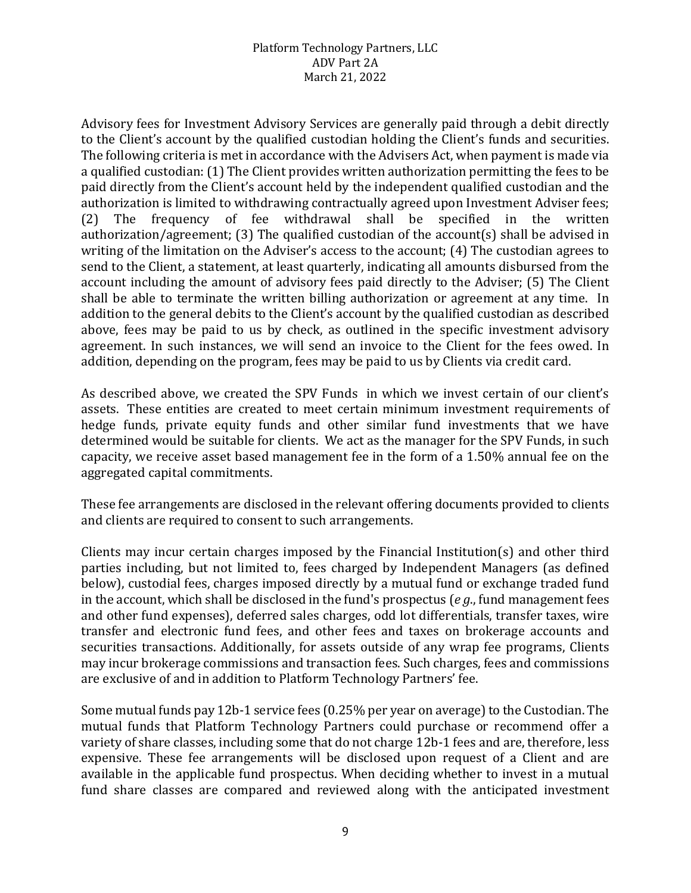Advisory fees for Investment Advisory Services are generally paid through a debit directly to the Client's account by the qualified custodian holding the Client's funds and securities. The following criteria is met in accordance with the Advisers Act, when payment is made via a qualified custodian: (1) The Client provides written authorization permitting the fees to be paid directly from the Client's account held by the independent qualified custodian and the authorization is limited to withdrawing contractually agreed upon Investment Adviser fees; (2) The frequency of fee withdrawal shall be specified in the written authorization/agreement; (3) The qualified custodian of the account(s) shall be advised in writing of the limitation on the Adviser's access to the account; (4) The custodian agrees to send to the Client, a statement, at least quarterly, indicating all amounts disbursed from the account including the amount of advisory fees paid directly to the Adviser; (5) The Client shall be able to terminate the written billing authorization or agreement at any time. In addition to the general debits to the Client's account by the qualified custodian as described above, fees may be paid to us by check, as outlined in the specific investment advisory agreement. In such instances, we will send an invoice to the Client for the fees owed. In addition, depending on the program, fees may be paid to us by Clients via credit card.

As described above, we created the SPV Funds in which we invest certain of our client's assets. These entities are created to meet certain minimum investment requirements of hedge funds, private equity funds and other similar fund investments that we have determined would be suitable for clients. We act as the manager for the SPV Funds, in such capacity, we receive asset based management fee in the form of a 1.50% annual fee on the aggregated capital commitments.

These fee arrangements are disclosed in the relevant offering documents provided to clients and clients are required to consent to such arrangements.

Clients may incur certain charges imposed by the Financial Institution(s) and other third parties including, but not limited to, fees charged by Independent Managers (as defined below), custodial fees, charges imposed directly by a mutual fund or exchange traded fund in the account, which shall be disclosed in the fund's prospectus (*e g*., fund management fees and other fund expenses), deferred sales charges, odd lot differentials, transfer taxes, wire transfer and electronic fund fees, and other fees and taxes on brokerage accounts and securities transactions. Additionally, for assets outside of any wrap fee programs, Clients may incur brokerage commissions and transaction fees. Such charges, fees and commissions are exclusive of and in addition to Platform Technology Partners' fee.

Some mutual funds pay 12b-1 service fees (0.25% per year on average) to the Custodian. The mutual funds that Platform Technology Partners could purchase or recommend offer a variety of share classes, including some that do not charge 12b-1 fees and are, therefore, less expensive. These fee arrangements will be disclosed upon request of a Client and are available in the applicable fund prospectus. When deciding whether to invest in a mutual fund share classes are compared and reviewed along with the anticipated investment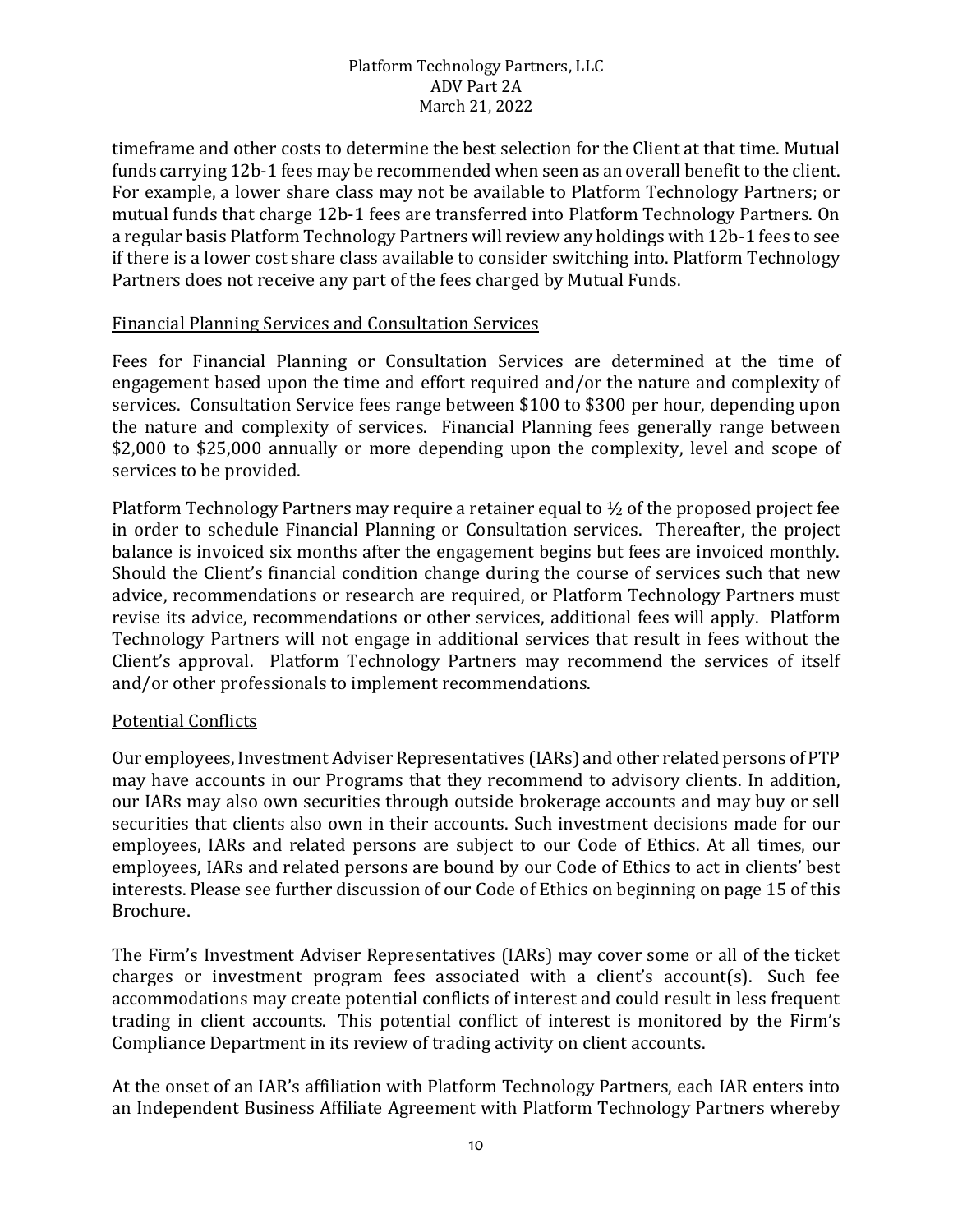timeframe and other costs to determine the best selection for the Client at that time. Mutual funds carrying 12b-1 fees may be recommended when seen as an overall benefit to the client. For example, a lower share class may not be available to Platform Technology Partners; or mutual funds that charge 12b-1 fees are transferred into Platform Technology Partners. On a regular basis Platform Technology Partners will review any holdings with 12b-1 fees to see if there is a lower cost share class available to consider switching into. Platform Technology Partners does not receive any part of the fees charged by Mutual Funds.

Financial Planning Services and Consultation Services

Fees for Financial Planning or Consultation Services are determined at the time of engagement based upon the time and effort required and/or the nature and complexity of services. Consultation Service fees range between $100 to $300 per hour, depending upon the nature and complexity of services. Financial Planning fees generally range between $2,000 to $25,000 annually or more depending upon the complexity, level and scope of services to be provided.

Platform Technology Partners may require a retainer equal to ½ of the proposed project fee in order to schedule Financial Planning or Consultation services. Thereafter, the project balance is invoiced six months after the engagement begins but fees are invoiced monthly. Should the Client's financial condition change during the course of services such that new advice, recommendations or research are required, or Platform Technology Partners must revise its advice, recommendations or other services, additional fees will apply. Platform Technology Partners will not engage in additional services that result in fees without the Client's approval. Platform Technology Partners may recommend the services of itself and/or other professionals to implement recommendations.

Potential Conflicts

Our employees, Investment Adviser Representatives (IARs) and other related persons of PTP may have accounts in our Programs that they recommend to advisory clients. In addition, our IARs may also own securities through outside brokerage accounts and may buy or sell securities that clients also own in their accounts. Such investment decisions made for our employees, IARs and related persons are subject to our Code of Ethics. At all times, our employees, IARs and related persons are bound by our Code of Ethics to act in clients' best interests. Please see further discussion of our Code of Ethics on beginning on page 15 of this Brochure.

The Firm's Investment Adviser Representatives (IARs) may cover some or all of the ticket charges or investment program fees associated with a client's account(s). Such fee accommodations may create potential conflicts of interest and could result in less frequent trading in client accounts. This potential conflict of interest is monitored by the Firm's Compliance Department in its review of trading activity on client accounts.

At the onset of an IAR's affiliation with Platform Technology Partners, each IAR enters into an Independent Business Affiliate Agreement with Platform Technology Partners whereby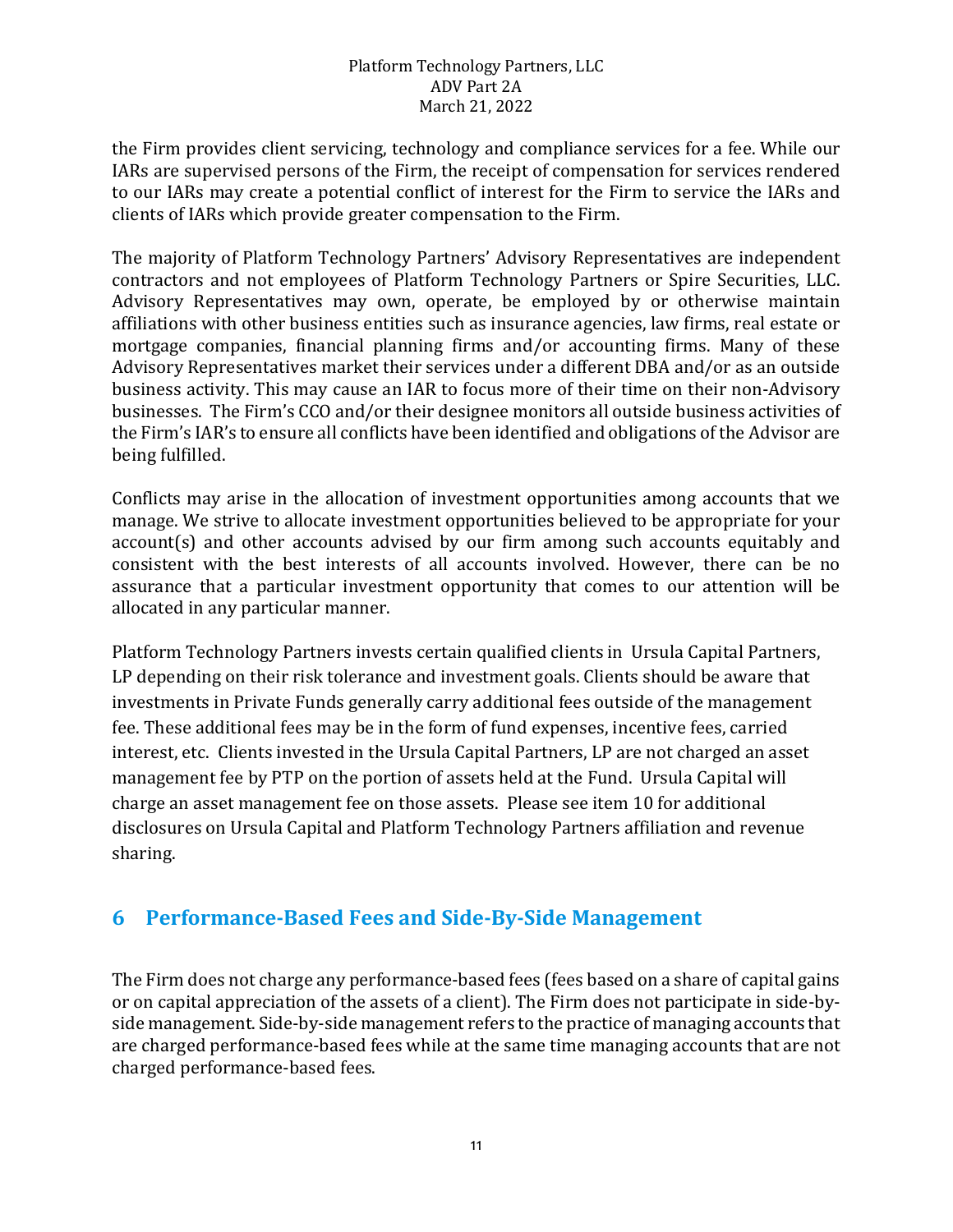the Firm provides client servicing, technology and compliance services for a fee. While our IARs are supervised persons of the Firm, the receipt of compensation for services rendered to our IARs may create a potential conflict of interest for the Firm to service the IARs and clients of IARs which provide greater compensation to the Firm.

The majority of Platform Technology Partners' Advisory Representatives are independent contractors and not employees of Platform Technology Partners or Spire Securities, LLC. Advisory Representatives may own, operate, be employed by or otherwise maintain affiliations with other business entities such as insurance agencies, law firms, real estate or mortgage companies, financial planning firms and/or accounting firms. Many of these Advisory Representatives market their services under a different DBA and/or as an outside business activity. This may cause an IAR to focus more of their time on their non-Advisory businesses. The Firm's CCO and/or their designee monitors all outside business activities of the Firm's IAR's to ensure all conflicts have been identified and obligations of the Advisor are being fulfilled.

Conflicts may arise in the allocation of investment opportunities among accounts that we manage. We strive to allocate investment opportunities believed to be appropriate for your account(s) and other accounts advised by our firm among such accounts equitably and consistent with the best interests of all accounts involved. However, there can be no assurance that a particular investment opportunity that comes to our attention will be allocated in any particular manner.

Platform Technology Partners invests certain qualified clients in Ursula Capital Partners, LP depending on their risk tolerance and investment goals. Clients should be aware that investments in Private Funds generally carry additional fees outside of the management fee. These additional fees may be in the form of fund expenses, incentive fees, carried interest, etc. Clients invested in the Ursula Capital Partners, LP are not charged an asset management fee by PTP on the portion of assets held at the Fund. Ursula Capital will charge an asset management fee on those assets. Please see item 10 for additional disclosures on Ursula Capital and Platform Technology Partners affiliation and revenue sharing.

## 6 Performance-Based Fees and Side-By-Side Management

The Firm does not charge any performance-based fees (fees based on a share of capital gains or on capital appreciation of the assets of a client). The Firm does not participate in side-by-side management. Side-by-side management refers to the practice of managing accounts that are charged performance-based fees while at the same time managing accounts that are not charged performance-based fees.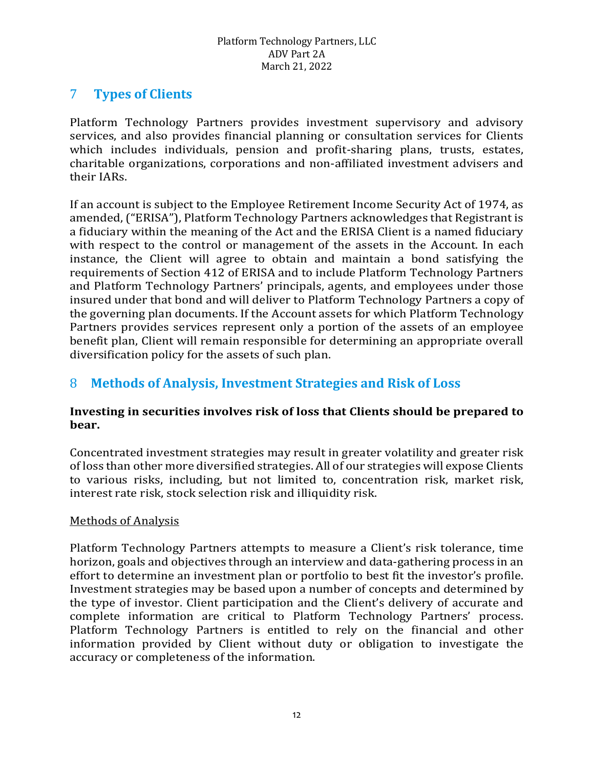## 7 Types of Clients

Platform Technology Partners provides investment supervisory and advisory services, and also provides financial planning or consultation services for Clients which includes individuals, pension and profit-sharing plans, trusts, estates, charitable organizations, corporations and non-affiliated investment advisers and their IARs.

If an account is subject to the Employee Retirement Income Security Act of 1974, as amended, ("ERISA"), Platform Technology Partners acknowledges that Registrant is a fiduciary within the meaning of the Act and the ERISA Client is a named fiduciary with respect to the control or management of the assets in the Account. In each instance, the Client will agree to obtain and maintain a bond satisfying the requirements of Section 412 of ERISA and to include Platform Technology Partners and Platform Technology Partners' principals, agents, and employees under those insured under that bond and will deliver to Platform Technology Partners a copy of the governing plan documents. If the Account assets for which Platform Technology Partners provides services represent only a portion of the assets of an employee benefit plan, Client will remain responsible for determining an appropriate overall diversification policy for the assets of such plan.

## 8 Methods of Analysis, Investment Strategies and Risk of Loss

**Investing in securities involves risk of loss that Clients should be prepared to bear.**

Concentrated investment strategies may result in greater volatility and greater risk of loss than other more diversified strategies. All of our strategies will expose Clients to various risks, including, but not limited to, concentration risk, market risk, interest rate risk, stock selection risk and illiquidity risk.

Methods of Analysis

Platform Technology Partners attempts to measure a Client's risk tolerance, time horizon, goals and objectives through an interview and data-gathering process in an effort to determine an investment plan or portfolio to best fit the investor's profile. Investment strategies may be based upon a number of concepts and determined by the type of investor. Client participation and the Client's delivery of accurate and complete information are critical to Platform Technology Partners' process. Platform Technology Partners is entitled to rely on the financial and other information provided by Client without duty or obligation to investigate the accuracy or completeness of the information.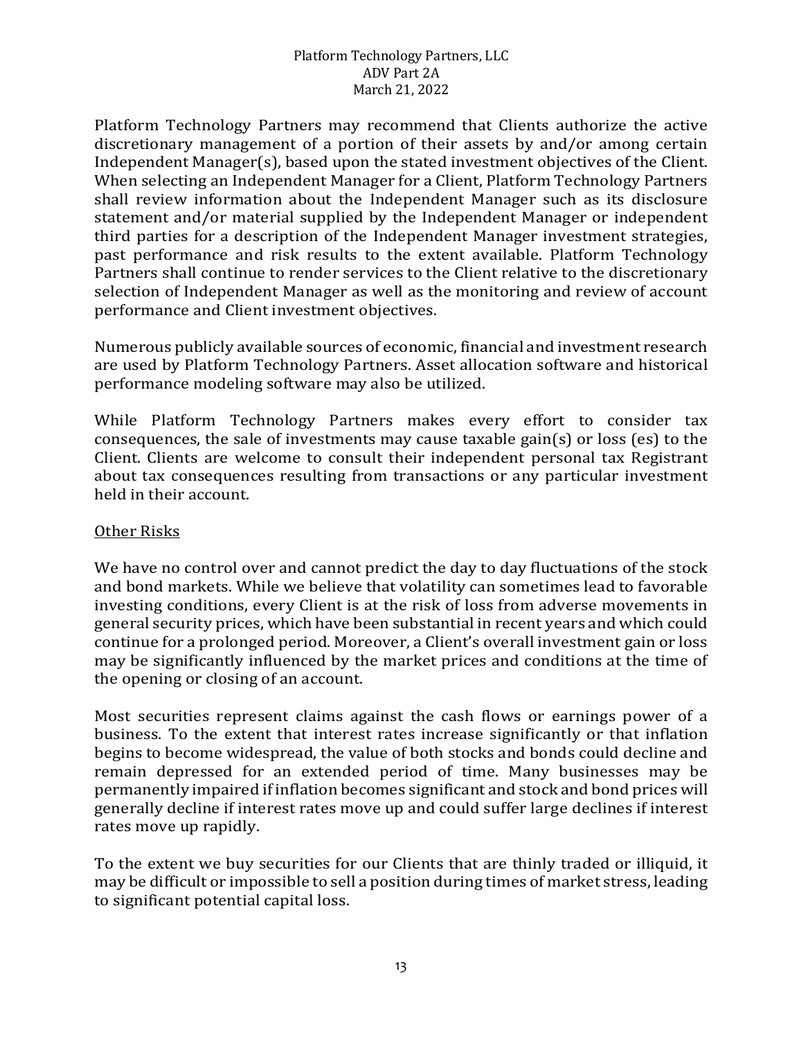Platform Technology Partners may recommend that Clients authorize the active discretionary management of a portion of their assets by and/or among certain Independent Manager(s), based upon the stated investment objectives of the Client. When selecting an Independent Manager for a Client, Platform Technology Partners shall review information about the Independent Manager such as its disclosure statement and/or material supplied by the Independent Manager or independent third parties for a description of the Independent Manager investment strategies, past performance and risk results to the extent available. Platform Technology Partners shall continue to render services to the Client relative to the discretionary selection of Independent Manager as well as the monitoring and review of account performance and Client investment objectives.

Numerous publicly available sources of economic, financial and investment research are used by Platform Technology Partners. Asset allocation software and historical performance modeling software may also be utilized.

While Platform Technology Partners makes every effort to consider tax consequences, the sale of investments may cause taxable gain(s) or loss (es) to the Client. Clients are welcome to consult their independent personal tax Registrant about tax consequences resulting from transactions or any particular investment held in their account.

<u>Other Risks</u>

We have no control over and cannot predict the day to day fluctuations of the stock and bond markets. While we believe that volatility can sometimes lead to favorable investing conditions, every Client is at the risk of loss from adverse movements in general security prices, which have been substantial in recent years and which could continue for a prolonged period. Moreover, a Client's overall investment gain or loss may be significantly influenced by the market prices and conditions at the time of the opening or closing of an account.

Most securities represent claims against the cash flows or earnings power of a business. To the extent that interest rates increase significantly or that inflation begins to become widespread, the value of both stocks and bonds could decline and remain depressed for an extended period of time. Many businesses may be permanently impaired if inflation becomes significant and stock and bond prices will generally decline if interest rates move up and could suffer large declines if interest rates move up rapidly.

To the extent we buy securities for our Clients that are thinly traded or illiquid, it may be difficult or impossible to sell a position during times of market stress, leading to significant potential capital loss.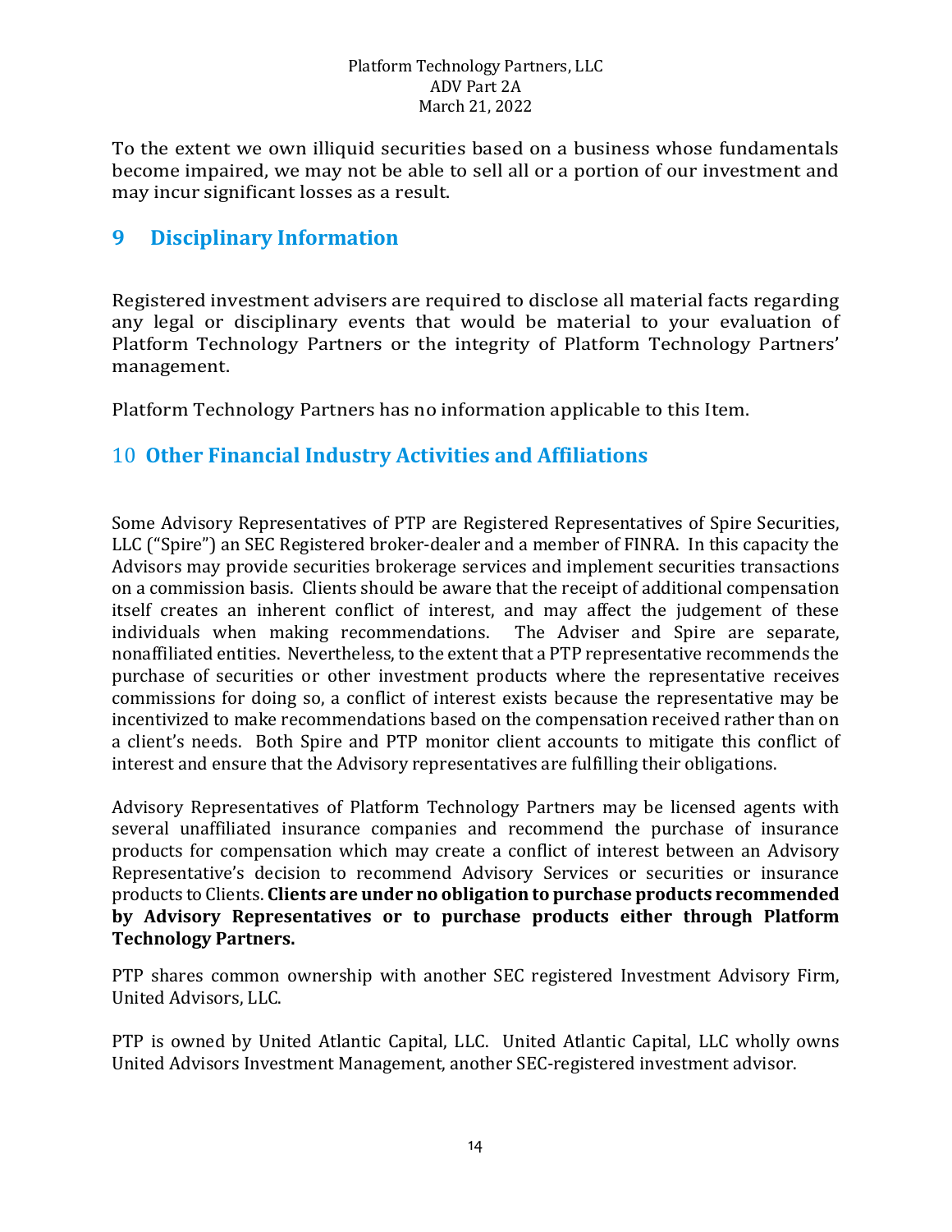To the extent we own illiquid securities based on a business whose fundamentals become impaired, we may not be able to sell all or a portion of our investment and may incur significant losses as a result.

## 9 Disciplinary Information

Registered investment advisers are required to disclose all material facts regarding any legal or disciplinary events that would be material to your evaluation of Platform Technology Partners or the integrity of Platform Technology Partners' management.

Platform Technology Partners has no information applicable to this Item.

## 10 Other Financial Industry Activities and Affiliations

Some Advisory Representatives of PTP are Registered Representatives of Spire Securities, LLC ("Spire") an SEC Registered broker-dealer and a member of FINRA. In this capacity the Advisors may provide securities brokerage services and implement securities transactions on a commission basis. Clients should be aware that the receipt of additional compensation itself creates an inherent conflict of interest, and may affect the judgement of these individuals when making recommendations. The Adviser and Spire are separate, nonaffiliated entities. Nevertheless, to the extent that a PTP representative recommends the purchase of securities or other investment products where the representative receives commissions for doing so, a conflict of interest exists because the representative may be incentivized to make recommendations based on the compensation received rather than on a client's needs. Both Spire and PTP monitor client accounts to mitigate this conflict of interest and ensure that the Advisory representatives are fulfilling their obligations.

Advisory Representatives of Platform Technology Partners may be licensed agents with several unaffiliated insurance companies and recommend the purchase of insurance products for compensation which may create a conflict of interest between an Advisory Representative's decision to recommend Advisory Services or securities or insurance products to Clients. **Clients are under no obligation to purchase products recommended by Advisory Representatives or to purchase products either through Platform Technology Partners.**

PTP shares common ownership with another SEC registered Investment Advisory Firm, United Advisors, LLC.

PTP is owned by United Atlantic Capital, LLC. United Atlantic Capital, LLC wholly owns United Advisors Investment Management, another SEC-registered investment advisor.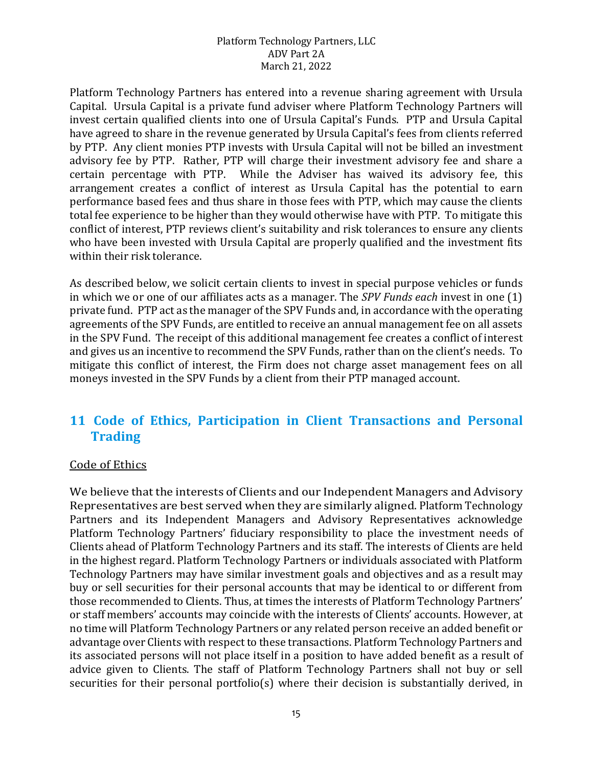Platform Technology Partners has entered into a revenue sharing agreement with Ursula Capital. Ursula Capital is a private fund adviser where Platform Technology Partners will invest certain qualified clients into one of Ursula Capital's Funds. PTP and Ursula Capital have agreed to share in the revenue generated by Ursula Capital's fees from clients referred by PTP. Any client monies PTP invests with Ursula Capital will not be billed an investment advisory fee by PTP. Rather, PTP will charge their investment advisory fee and share a certain percentage with PTP. While the Adviser has waived its advisory fee, this arrangement creates a conflict of interest as Ursula Capital has the potential to earn performance based fees and thus share in those fees with PTP, which may cause the clients total fee experience to be higher than they would otherwise have with PTP. To mitigate this conflict of interest, PTP reviews client's suitability and risk tolerances to ensure any clients who have been invested with Ursula Capital are properly qualified and the investment fits within their risk tolerance.

As described below, we solicit certain clients to invest in special purpose vehicles or funds in which we or one of our affiliates acts as a manager. The *SPV Funds each* invest in one (1) private fund. PTP act as the manager of the SPV Funds and, in accordance with the operating agreements of the SPV Funds, are entitled to receive an annual management fee on all assets in the SPV Fund. The receipt of this additional management fee creates a conflict of interest and gives us an incentive to recommend the SPV Funds, rather than on the client's needs. To mitigate this conflict of interest, the Firm does not charge asset management fees on all moneys invested in the SPV Funds by a client from their PTP managed account.

## 11 Code of Ethics, Participation in Client Transactions and Personal Trading

Code of Ethics

We believe that the interests of Clients and our Independent Managers and Advisory Representatives are best served when they are similarly aligned. Platform Technology Partners and its Independent Managers and Advisory Representatives acknowledge Platform Technology Partners' fiduciary responsibility to place the investment needs of Clients ahead of Platform Technology Partners and its staff. The interests of Clients are held in the highest regard. Platform Technology Partners or individuals associated with Platform Technology Partners may have similar investment goals and objectives and as a result may buy or sell securities for their personal accounts that may be identical to or different from those recommended to Clients. Thus, at times the interests of Platform Technology Partners' or staff members' accounts may coincide with the interests of Clients' accounts. However, at no time will Platform Technology Partners or any related person receive an added benefit or advantage over Clients with respect to these transactions. Platform Technology Partners and its associated persons will not place itself in a position to have added benefit as a result of advice given to Clients. The staff of Platform Technology Partners shall not buy or sell securities for their personal portfolio(s) where their decision is substantially derived, in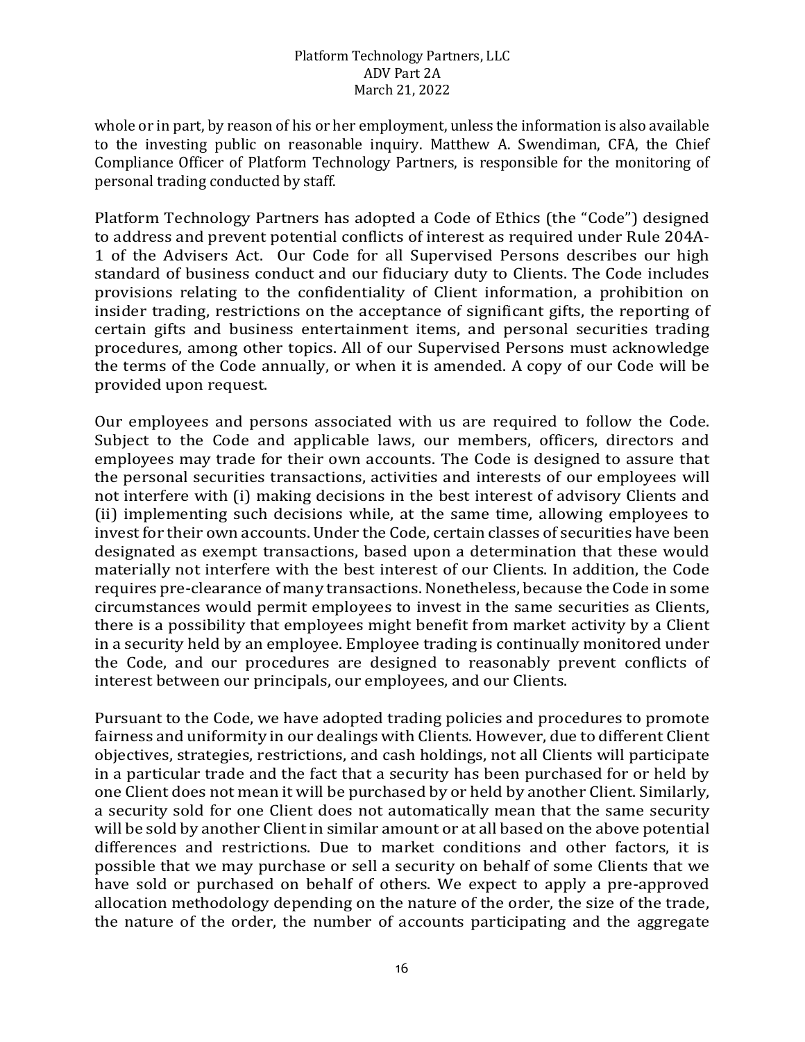whole or in part, by reason of his or her employment, unless the information is also available to the investing public on reasonable inquiry. Matthew A. Swendiman, CFA, the Chief Compliance Officer of Platform Technology Partners, is responsible for the monitoring of personal trading conducted by staff.

Platform Technology Partners has adopted a Code of Ethics (the "Code") designed to address and prevent potential conflicts of interest as required under Rule 204A-1 of the Advisers Act. Our Code for all Supervised Persons describes our high standard of business conduct and our fiduciary duty to Clients. The Code includes provisions relating to the confidentiality of Client information, a prohibition on insider trading, restrictions on the acceptance of significant gifts, the reporting of certain gifts and business entertainment items, and personal securities trading procedures, among other topics. All of our Supervised Persons must acknowledge the terms of the Code annually, or when it is amended. A copy of our Code will be provided upon request.

Our employees and persons associated with us are required to follow the Code. Subject to the Code and applicable laws, our members, officers, directors and employees may trade for their own accounts. The Code is designed to assure that the personal securities transactions, activities and interests of our employees will not interfere with (i) making decisions in the best interest of advisory Clients and (ii) implementing such decisions while, at the same time, allowing employees to invest for their own accounts. Under the Code, certain classes of securities have been designated as exempt transactions, based upon a determination that these would materially not interfere with the best interest of our Clients. In addition, the Code requires pre-clearance of many transactions. Nonetheless, because the Code in some circumstances would permit employees to invest in the same securities as Clients, there is a possibility that employees might benefit from market activity by a Client in a security held by an employee. Employee trading is continually monitored under the Code, and our procedures are designed to reasonably prevent conflicts of interest between our principals, our employees, and our Clients.

Pursuant to the Code, we have adopted trading policies and procedures to promote fairness and uniformity in our dealings with Clients. However, due to different Client objectives, strategies, restrictions, and cash holdings, not all Clients will participate in a particular trade and the fact that a security has been purchased for or held by one Client does not mean it will be purchased by or held by another Client. Similarly, a security sold for one Client does not automatically mean that the same security will be sold by another Client in similar amount or at all based on the above potential differences and restrictions. Due to market conditions and other factors, it is possible that we may purchase or sell a security on behalf of some Clients that we have sold or purchased on behalf of others. We expect to apply a pre-approved allocation methodology depending on the nature of the order, the size of the trade, the nature of the order, the number of accounts participating and the aggregate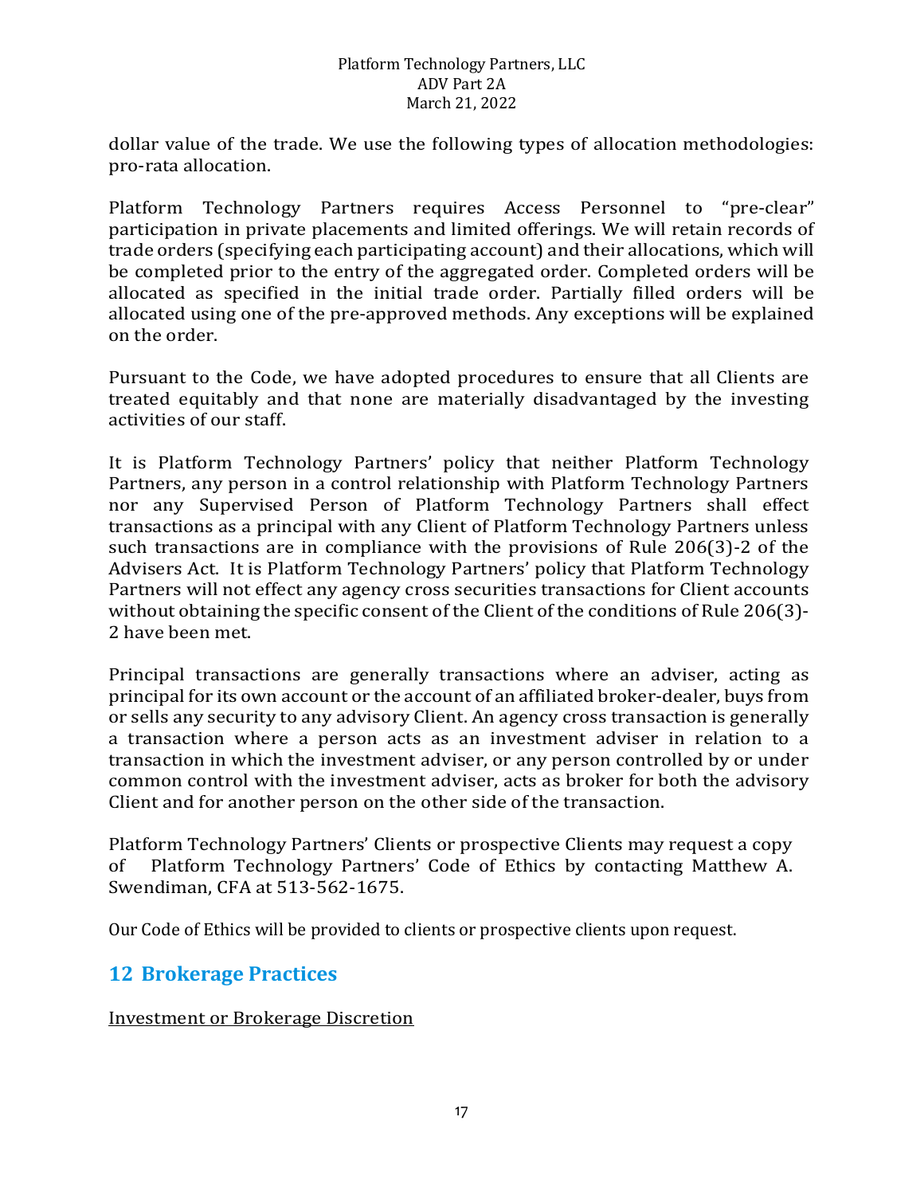dollar value of the trade. We use the following types of allocation methodologies: pro-rata allocation.

Platform Technology Partners requires Access Personnel to "pre-clear" participation in private placements and limited offerings. We will retain records of trade orders (specifying each participating account) and their allocations, which will be completed prior to the entry of the aggregated order. Completed orders will be allocated as specified in the initial trade order. Partially filled orders will be allocated using one of the pre-approved methods. Any exceptions will be explained on the order.

Pursuant to the Code, we have adopted procedures to ensure that all Clients are treated equitably and that none are materially disadvantaged by the investing activities of our staff.

It is Platform Technology Partners' policy that neither Platform Technology Partners, any person in a control relationship with Platform Technology Partners nor any Supervised Person of Platform Technology Partners shall effect transactions as a principal with any Client of Platform Technology Partners unless such transactions are in compliance with the provisions of Rule 206(3)-2 of the Advisers Act. It is Platform Technology Partners' policy that Platform Technology Partners will not effect any agency cross securities transactions for Client accounts without obtaining the specific consent of the Client of the conditions of Rule 206(3)-2 have been met.

Principal transactions are generally transactions where an adviser, acting as principal for its own account or the account of an affiliated broker-dealer, buys from or sells any security to any advisory Client. An agency cross transaction is generally a transaction where a person acts as an investment adviser in relation to a transaction in which the investment adviser, or any person controlled by or under common control with the investment adviser, acts as broker for both the advisory Client and for another person on the other side of the transaction.

Platform Technology Partners' Clients or prospective Clients may request a copy of Platform Technology Partners' Code of Ethics by contacting Matthew A. Swendiman, CFA at 513-562-1675.

Our Code of Ethics will be provided to clients or prospective clients upon request.

## 12 Brokerage Practices

Investment or Brokerage Discretion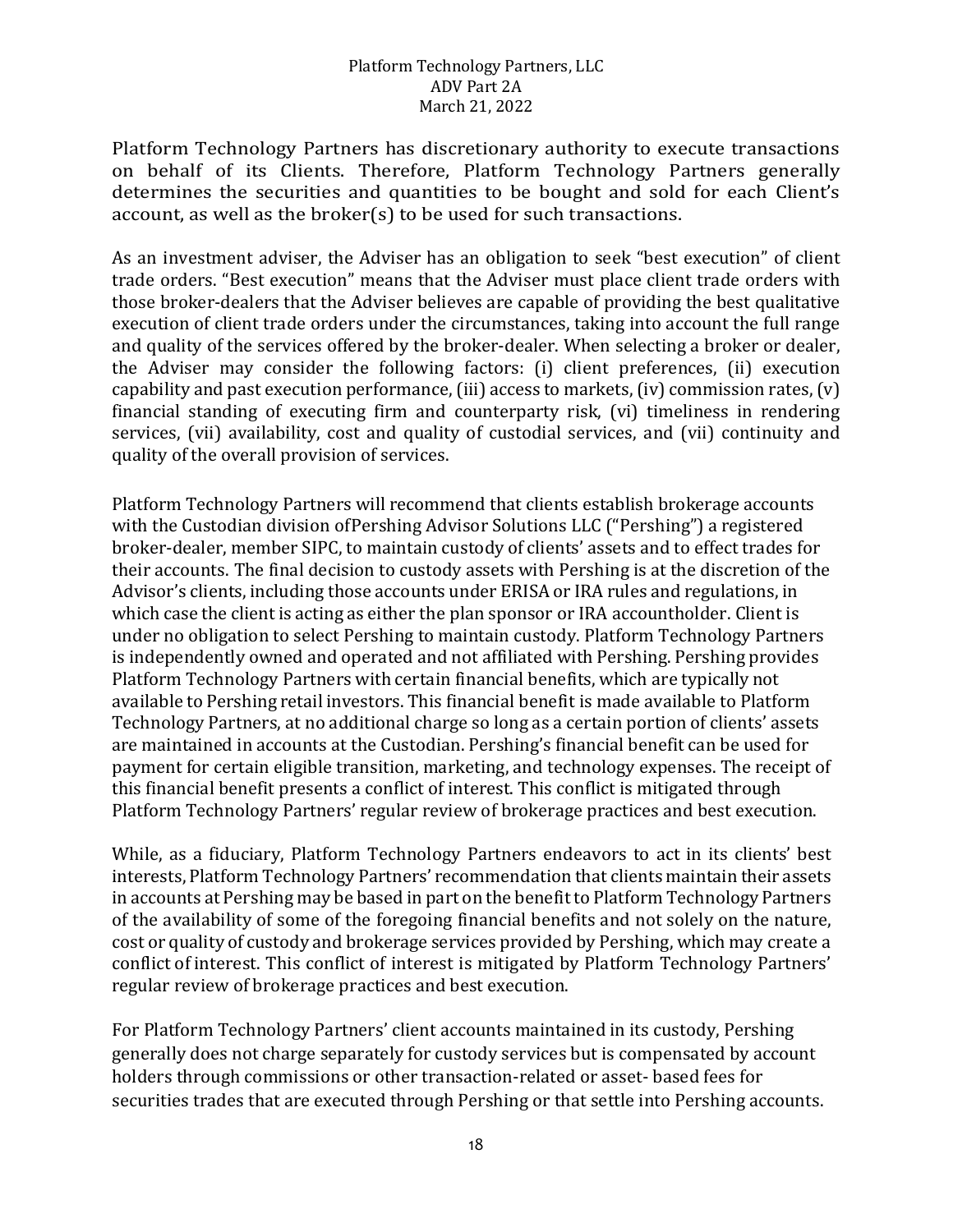Platform Technology Partners has discretionary authority to execute transactions on behalf of its Clients. Therefore, Platform Technology Partners generally determines the securities and quantities to be bought and sold for each Client's account, as well as the broker(s) to be used for such transactions.

As an investment adviser, the Adviser has an obligation to seek "best execution" of client trade orders. "Best execution" means that the Adviser must place client trade orders with those broker-dealers that the Adviser believes are capable of providing the best qualitative execution of client trade orders under the circumstances, taking into account the full range and quality of the services offered by the broker-dealer. When selecting a broker or dealer, the Adviser may consider the following factors: (i) client preferences, (ii) execution capability and past execution performance, (iii) access to markets, (iv) commission rates, (v) financial standing of executing firm and counterparty risk, (vi) timeliness in rendering services, (vii) availability, cost and quality of custodial services, and (vii) continuity and quality of the overall provision of services.

Platform Technology Partners will recommend that clients establish brokerage accounts with the Custodian division ofPershing Advisor Solutions LLC ("Pershing") a registered broker-dealer, member SIPC, to maintain custody of clients' assets and to effect trades for their accounts. The final decision to custody assets with Pershing is at the discretion of the Advisor's clients, including those accounts under ERISA or IRA rules and regulations, in which case the client is acting as either the plan sponsor or IRA accountholder. Client is under no obligation to select Pershing to maintain custody. Platform Technology Partners is independently owned and operated and not affiliated with Pershing. Pershing provides Platform Technology Partners with certain financial benefits, which are typically not available to Pershing retail investors. This financial benefit is made available to Platform Technology Partners, at no additional charge so long as a certain portion of clients' assets are maintained in accounts at the Custodian. Pershing's financial benefit can be used for payment for certain eligible transition, marketing, and technology expenses. The receipt of this financial benefit presents a conflict of interest. This conflict is mitigated through Platform Technology Partners' regular review of brokerage practices and best execution.

While, as a fiduciary, Platform Technology Partners endeavors to act in its clients' best interests, Platform Technology Partners' recommendation that clients maintain their assets in accounts at Pershing may be based in part on the benefit to Platform Technology Partners of the availability of some of the foregoing financial benefits and not solely on the nature, cost or quality of custody and brokerage services provided by Pershing, which may create a conflict of interest. This conflict of interest is mitigated by Platform Technology Partners' regular review of brokerage practices and best execution.

For Platform Technology Partners' client accounts maintained in its custody, Pershing generally does not charge separately for custody services but is compensated by account holders through commissions or other transaction-related or asset- based fees for securities trades that are executed through Pershing or that settle into Pershing accounts.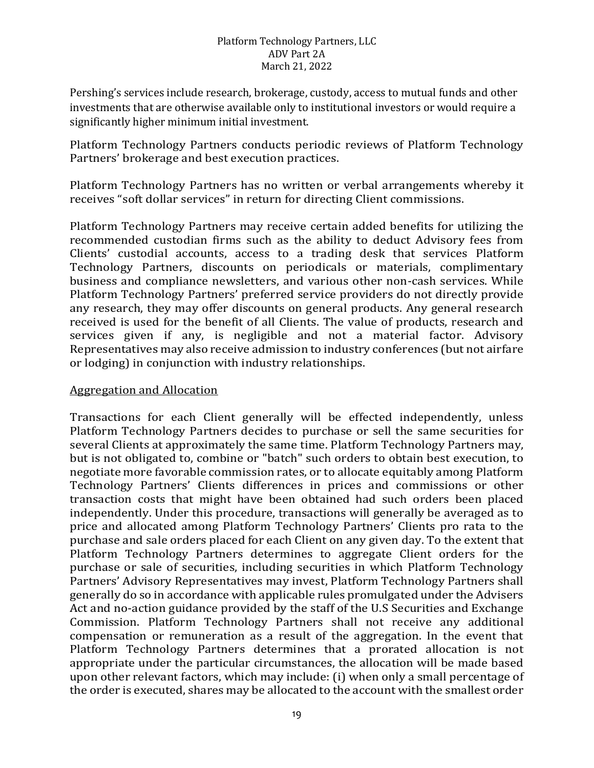Pershing's services include research, brokerage, custody, access to mutual funds and other investments that are otherwise available only to institutional investors or would require a significantly higher minimum initial investment.

Platform Technology Partners conducts periodic reviews of Platform Technology Partners' brokerage and best execution practices.

Platform Technology Partners has no written or verbal arrangements whereby it receives "soft dollar services" in return for directing Client commissions.

Platform Technology Partners may receive certain added benefits for utilizing the recommended custodian firms such as the ability to deduct Advisory fees from Clients' custodial accounts, access to a trading desk that services Platform Technology Partners, discounts on periodicals or materials, complimentary business and compliance newsletters, and various other non-cash services. While Platform Technology Partners' preferred service providers do not directly provide any research, they may offer discounts on general products. Any general research received is used for the benefit of all Clients. The value of products, research and services given if any, is negligible and not a material factor. Advisory Representatives may also receive admission to industry conferences (but not airfare or lodging) in conjunction with industry relationships.

Aggregation and Allocation

Transactions for each Client generally will be effected independently, unless Platform Technology Partners decides to purchase or sell the same securities for several Clients at approximately the same time. Platform Technology Partners may, but is not obligated to, combine or "batch" such orders to obtain best execution, to negotiate more favorable commission rates, or to allocate equitably among Platform Technology Partners' Clients differences in prices and commissions or other transaction costs that might have been obtained had such orders been placed independently. Under this procedure, transactions will generally be averaged as to price and allocated among Platform Technology Partners' Clients pro rata to the purchase and sale orders placed for each Client on any given day. To the extent that Platform Technology Partners determines to aggregate Client orders for the purchase or sale of securities, including securities in which Platform Technology Partners' Advisory Representatives may invest, Platform Technology Partners shall generally do so in accordance with applicable rules promulgated under the Advisers Act and no-action guidance provided by the staff of the U.S Securities and Exchange Commission. Platform Technology Partners shall not receive any additional compensation or remuneration as a result of the aggregation. In the event that Platform Technology Partners determines that a prorated allocation is not appropriate under the particular circumstances, the allocation will be made based upon other relevant factors, which may include: (i) when only a small percentage of the order is executed, shares may be allocated to the account with the smallest order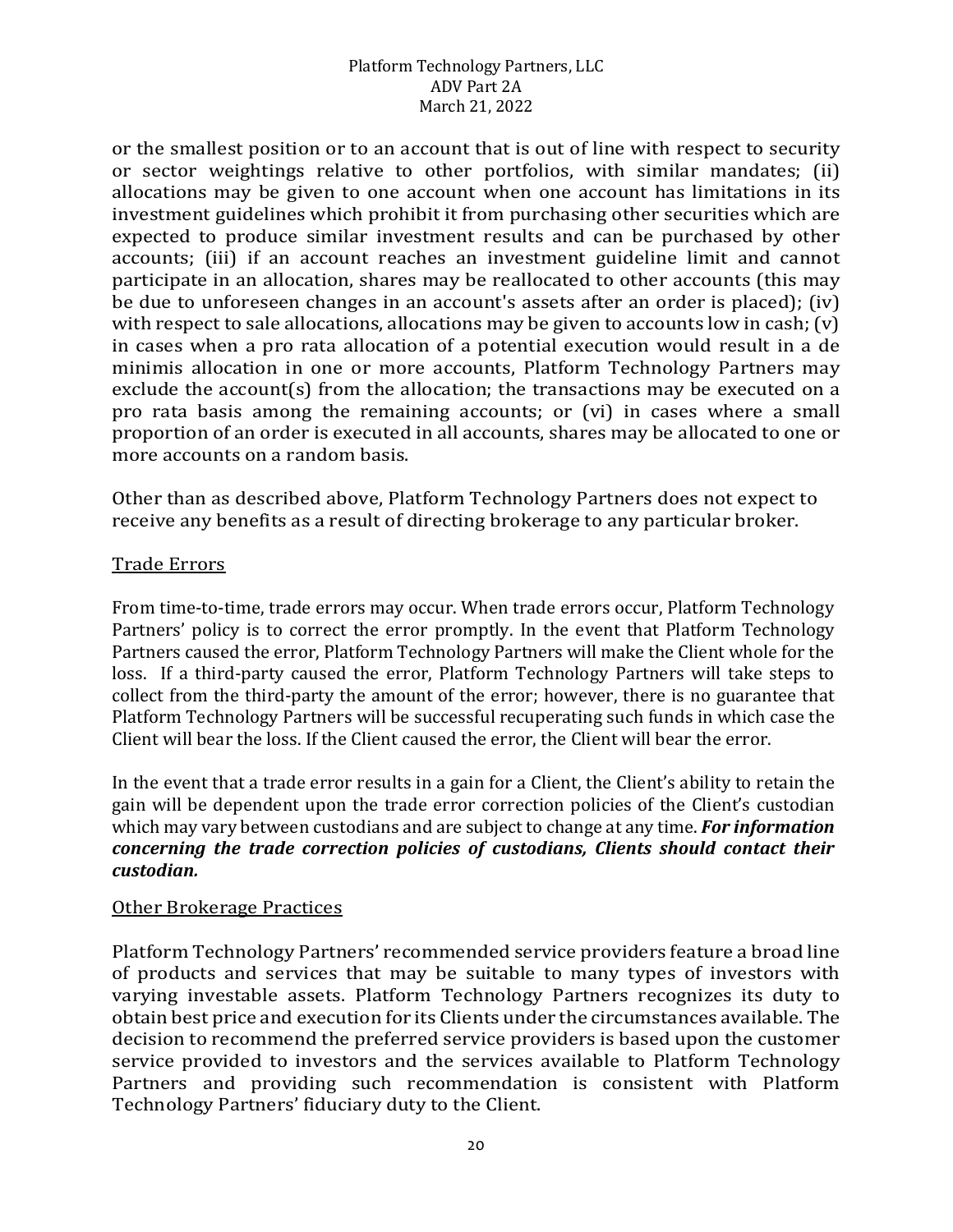or the smallest position or to an account that is out of line with respect to security or sector weightings relative to other portfolios, with similar mandates; (ii) allocations may be given to one account when one account has limitations in its investment guidelines which prohibit it from purchasing other securities which are expected to produce similar investment results and can be purchased by other accounts; (iii) if an account reaches an investment guideline limit and cannot participate in an allocation, shares may be reallocated to other accounts (this may be due to unforeseen changes in an account's assets after an order is placed); (iv) with respect to sale allocations, allocations may be given to accounts low in cash; (v) in cases when a pro rata allocation of a potential execution would result in a de minimis allocation in one or more accounts, Platform Technology Partners may exclude the account(s) from the allocation; the transactions may be executed on a pro rata basis among the remaining accounts; or (vi) in cases where a small proportion of an order is executed in all accounts, shares may be allocated to one or more accounts on a random basis.

Other than as described above, Platform Technology Partners does not expect to receive any benefits as a result of directing brokerage to any particular broker.

## Trade Errors

From time-to-time, trade errors may occur. When trade errors occur, Platform Technology Partners' policy is to correct the error promptly. In the event that Platform Technology Partners caused the error, Platform Technology Partners will make the Client whole for the loss. If a third-party caused the error, Platform Technology Partners will take steps to collect from the third-party the amount of the error; however, there is no guarantee that Platform Technology Partners will be successful recuperating such funds in which case the Client will bear the loss. If the Client caused the error, the Client will bear the error.

In the event that a trade error results in a gain for a Client, the Client's ability to retain the gain will be dependent upon the trade error correction policies of the Client's custodian which may vary between custodians and are subject to change at any time. ***For information concerning the trade correction policies of custodians, Clients should contact their custodian.***

## Other Brokerage Practices

Platform Technology Partners' recommended service providers feature a broad line of products and services that may be suitable to many types of investors with varying investable assets. Platform Technology Partners recognizes its duty to obtain best price and execution for its Clients under the circumstances available. The decision to recommend the preferred service providers is based upon the customer service provided to investors and the services available to Platform Technology Partners and providing such recommendation is consistent with Platform Technology Partners' fiduciary duty to the Client.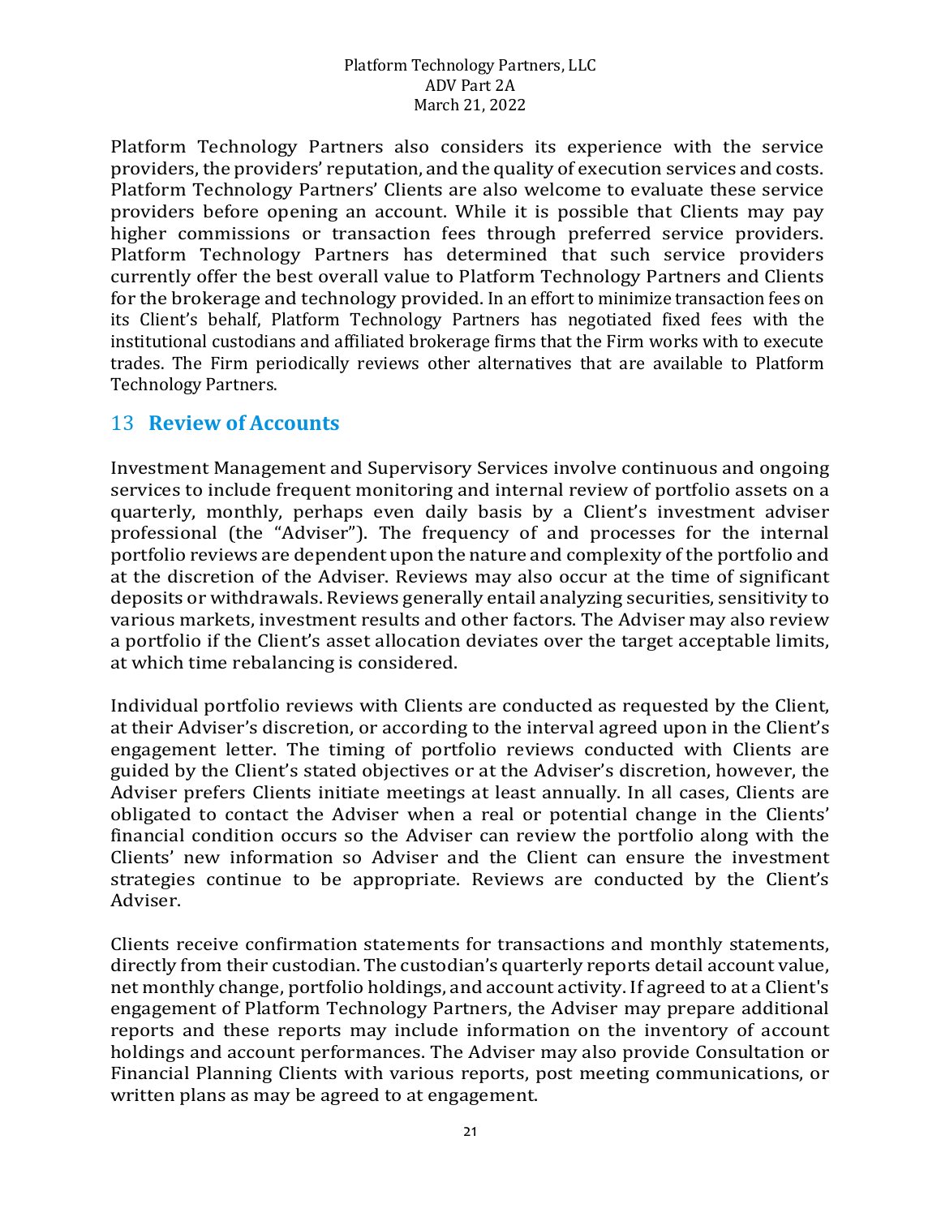Platform Technology Partners also considers its experience with the service providers, the providers' reputation, and the quality of execution services and costs. Platform Technology Partners' Clients are also welcome to evaluate these service providers before opening an account. While it is possible that Clients may pay higher commissions or transaction fees through preferred service providers. Platform Technology Partners has determined that such service providers currently offer the best overall value to Platform Technology Partners and Clients for the brokerage and technology provided. In an effort to minimize transaction fees on its Client's behalf, Platform Technology Partners has negotiated fixed fees with the institutional custodians and affiliated brokerage firms that the Firm works with to execute trades. The Firm periodically reviews other alternatives that are available to Platform Technology Partners.

## 13 Review of Accounts

Investment Management and Supervisory Services involve continuous and ongoing services to include frequent monitoring and internal review of portfolio assets on a quarterly, monthly, perhaps even daily basis by a Client's investment adviser professional (the "Adviser"). The frequency of and processes for the internal portfolio reviews are dependent upon the nature and complexity of the portfolio and at the discretion of the Adviser. Reviews may also occur at the time of significant deposits or withdrawals. Reviews generally entail analyzing securities, sensitivity to various markets, investment results and other factors. The Adviser may also review a portfolio if the Client's asset allocation deviates over the target acceptable limits, at which time rebalancing is considered.

Individual portfolio reviews with Clients are conducted as requested by the Client, at their Adviser's discretion, or according to the interval agreed upon in the Client's engagement letter. The timing of portfolio reviews conducted with Clients are guided by the Client's stated objectives or at the Adviser's discretion, however, the Adviser prefers Clients initiate meetings at least annually. In all cases, Clients are obligated to contact the Adviser when a real or potential change in the Clients' financial condition occurs so the Adviser can review the portfolio along with the Clients' new information so Adviser and the Client can ensure the investment strategies continue to be appropriate. Reviews are conducted by the Client's Adviser.

Clients receive confirmation statements for transactions and monthly statements, directly from their custodian. The custodian's quarterly reports detail account value, net monthly change, portfolio holdings, and account activity. If agreed to at a Client's engagement of Platform Technology Partners, the Adviser may prepare additional reports and these reports may include information on the inventory of account holdings and account performances. The Adviser may also provide Consultation or Financial Planning Clients with various reports, post meeting communications, or written plans as may be agreed to at engagement.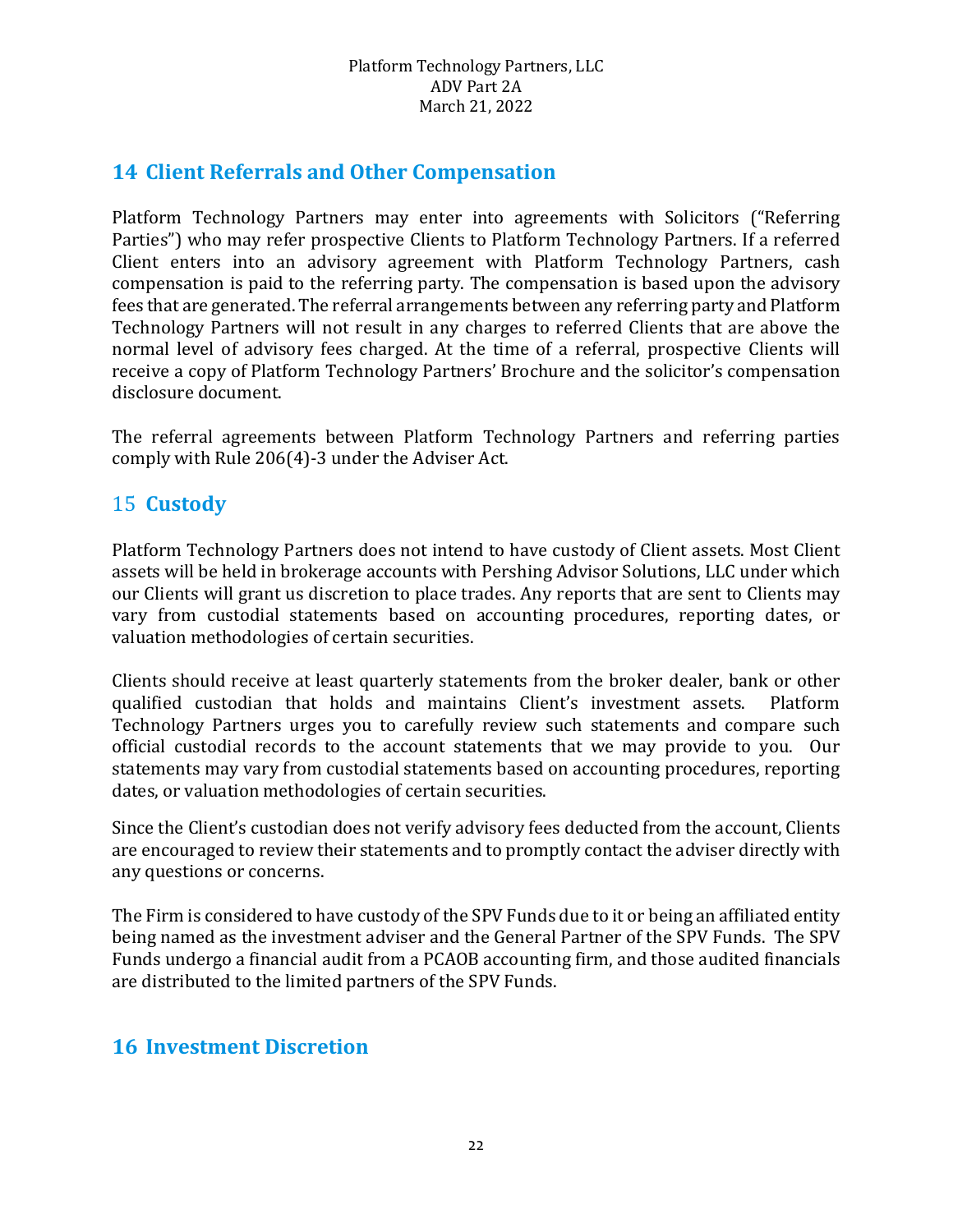## 14 Client Referrals and Other Compensation

Platform Technology Partners may enter into agreements with Solicitors ("Referring Parties") who may refer prospective Clients to Platform Technology Partners. If a referred Client enters into an advisory agreement with Platform Technology Partners, cash compensation is paid to the referring party. The compensation is based upon the advisory fees that are generated. The referral arrangements between any referring party and Platform Technology Partners will not result in any charges to referred Clients that are above the normal level of advisory fees charged. At the time of a referral, prospective Clients will receive a copy of Platform Technology Partners' Brochure and the solicitor's compensation disclosure document.

The referral agreements between Platform Technology Partners and referring parties comply with Rule 206(4)-3 under the Adviser Act.

## 15 Custody

Platform Technology Partners does not intend to have custody of Client assets. Most Client assets will be held in brokerage accounts with Pershing Advisor Solutions, LLC under which our Clients will grant us discretion to place trades. Any reports that are sent to Clients may vary from custodial statements based on accounting procedures, reporting dates, or valuation methodologies of certain securities.

Clients should receive at least quarterly statements from the broker dealer, bank or other qualified custodian that holds and maintains Client's investment assets. Platform Technology Partners urges you to carefully review such statements and compare such official custodial records to the account statements that we may provide to you. Our statements may vary from custodial statements based on accounting procedures, reporting dates, or valuation methodologies of certain securities.

Since the Client's custodian does not verify advisory fees deducted from the account, Clients are encouraged to review their statements and to promptly contact the adviser directly with any questions or concerns.

The Firm is considered to have custody of the SPV Funds due to it or being an affiliated entity being named as the investment adviser and the General Partner of the SPV Funds. The SPV Funds undergo a financial audit from a PCAOB accounting firm, and those audited financials are distributed to the limited partners of the SPV Funds.

## 16 Investment Discretion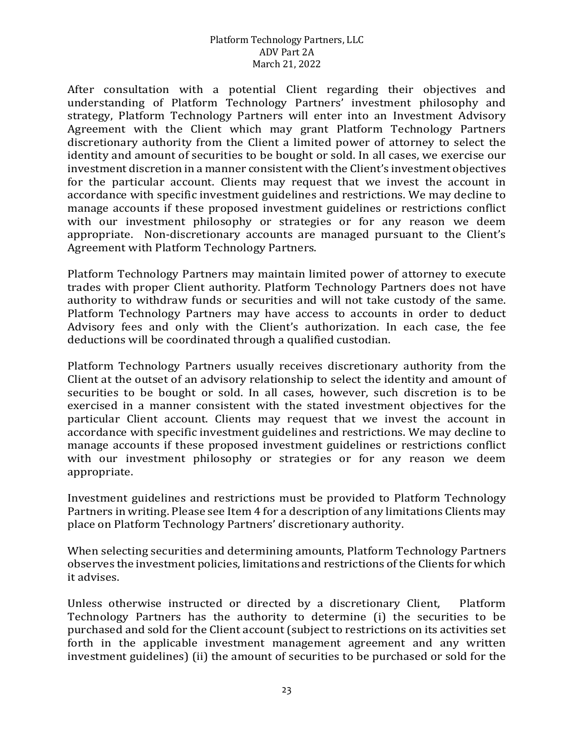After consultation with a potential Client regarding their objectives and understanding of Platform Technology Partners' investment philosophy and strategy, Platform Technology Partners will enter into an Investment Advisory Agreement with the Client which may grant Platform Technology Partners discretionary authority from the Client a limited power of attorney to select the identity and amount of securities to be bought or sold. In all cases, we exercise our investment discretion in a manner consistent with the Client's investment objectives for the particular account. Clients may request that we invest the account in accordance with specific investment guidelines and restrictions. We may decline to manage accounts if these proposed investment guidelines or restrictions conflict with our investment philosophy or strategies or for any reason we deem appropriate. Non-discretionary accounts are managed pursuant to the Client's Agreement with Platform Technology Partners.

Platform Technology Partners may maintain limited power of attorney to execute trades with proper Client authority. Platform Technology Partners does not have authority to withdraw funds or securities and will not take custody of the same. Platform Technology Partners may have access to accounts in order to deduct Advisory fees and only with the Client's authorization. In each case, the fee deductions will be coordinated through a qualified custodian.

Platform Technology Partners usually receives discretionary authority from the Client at the outset of an advisory relationship to select the identity and amount of securities to be bought or sold. In all cases, however, such discretion is to be exercised in a manner consistent with the stated investment objectives for the particular Client account. Clients may request that we invest the account in accordance with specific investment guidelines and restrictions. We may decline to manage accounts if these proposed investment guidelines or restrictions conflict with our investment philosophy or strategies or for any reason we deem appropriate.

Investment guidelines and restrictions must be provided to Platform Technology Partners in writing. Please see Item 4 for a description of any limitations Clients may place on Platform Technology Partners' discretionary authority.

When selecting securities and determining amounts, Platform Technology Partners observes the investment policies, limitations and restrictions of the Clients for which it advises.

Unless otherwise instructed or directed by a discretionary Client, Platform Technology Partners has the authority to determine (i) the securities to be purchased and sold for the Client account (subject to restrictions on its activities set forth in the applicable investment management agreement and any written investment guidelines) (ii) the amount of securities to be purchased or sold for the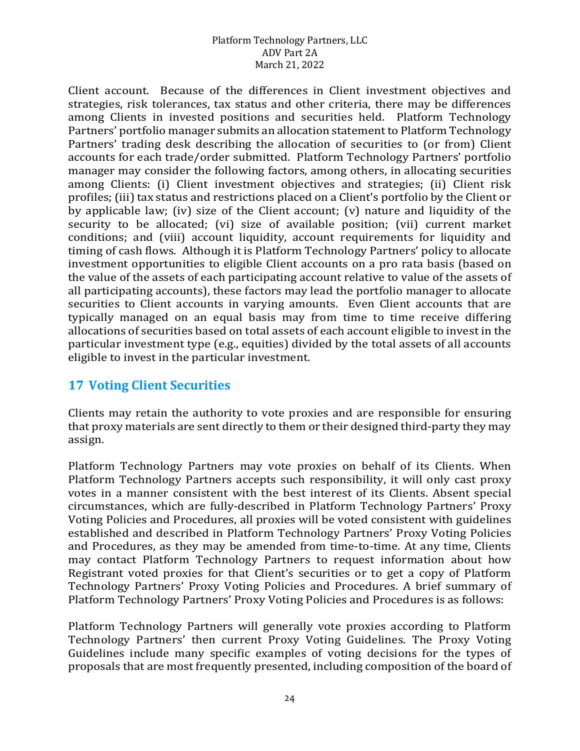Client account. Because of the differences in Client investment objectives and strategies, risk tolerances, tax status and other criteria, there may be differences among Clients in invested positions and securities held. Platform Technology Partners' portfolio manager submits an allocation statement to Platform Technology Partners' trading desk describing the allocation of securities to (or from) Client accounts for each trade/order submitted. Platform Technology Partners' portfolio manager may consider the following factors, among others, in allocating securities among Clients: (i) Client investment objectives and strategies; (ii) Client risk profiles; (iii) tax status and restrictions placed on a Client's portfolio by the Client or by applicable law; (iv) size of the Client account; (v) nature and liquidity of the security to be allocated; (vi) size of available position; (vii) current market conditions; and (viii) account liquidity, account requirements for liquidity and timing of cash flows. Although it is Platform Technology Partners' policy to allocate investment opportunities to eligible Client accounts on a pro rata basis (based on the value of the assets of each participating account relative to value of the assets of all participating accounts), these factors may lead the portfolio manager to allocate securities to Client accounts in varying amounts. Even Client accounts that are typically managed on an equal basis may from time to time receive differing allocations of securities based on total assets of each account eligible to invest in the particular investment type (e.g., equities) divided by the total assets of all accounts eligible to invest in the particular investment.

## 17 Voting Client Securities

Clients may retain the authority to vote proxies and are responsible for ensuring that proxy materials are sent directly to them or their designed third-party they may assign.

Platform Technology Partners may vote proxies on behalf of its Clients. When Platform Technology Partners accepts such responsibility, it will only cast proxy votes in a manner consistent with the best interest of its Clients. Absent special circumstances, which are fully-described in Platform Technology Partners' Proxy Voting Policies and Procedures, all proxies will be voted consistent with guidelines established and described in Platform Technology Partners' Proxy Voting Policies and Procedures, as they may be amended from time-to-time. At any time, Clients may contact Platform Technology Partners to request information about how Registrant voted proxies for that Client's securities or to get a copy of Platform Technology Partners' Proxy Voting Policies and Procedures. A brief summary of Platform Technology Partners' Proxy Voting Policies and Procedures is as follows:

Platform Technology Partners will generally vote proxies according to Platform Technology Partners' then current Proxy Voting Guidelines. The Proxy Voting Guidelines include many specific examples of voting decisions for the types of proposals that are most frequently presented, including composition of the board of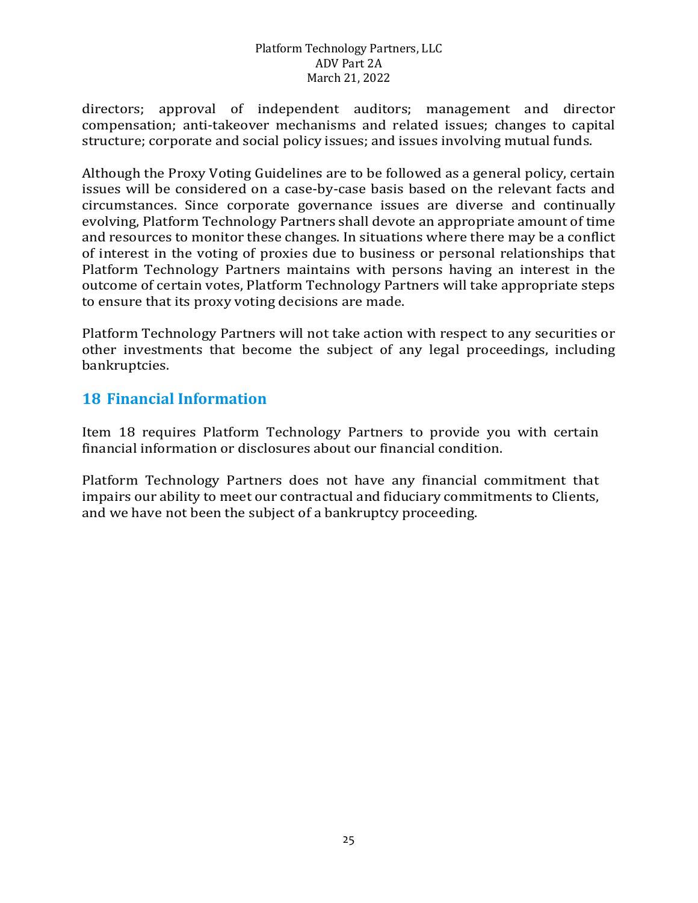directors; approval of independent auditors; management and director compensation; anti-takeover mechanisms and related issues; changes to capital structure; corporate and social policy issues; and issues involving mutual funds.

Although the Proxy Voting Guidelines are to be followed as a general policy, certain issues will be considered on a case-by-case basis based on the relevant facts and circumstances. Since corporate governance issues are diverse and continually evolving, Platform Technology Partners shall devote an appropriate amount of time and resources to monitor these changes. In situations where there may be a conflict of interest in the voting of proxies due to business or personal relationships that Platform Technology Partners maintains with persons having an interest in the outcome of certain votes, Platform Technology Partners will take appropriate steps to ensure that its proxy voting decisions are made.

Platform Technology Partners will not take action with respect to any securities or other investments that become the subject of any legal proceedings, including bankruptcies.

## 18 Financial Information

Item 18 requires Platform Technology Partners to provide you with certain financial information or disclosures about our financial condition.

Platform Technology Partners does not have any financial commitment that impairs our ability to meet our contractual and fiduciary commitments to Clients, and we have not been the subject of a bankruptcy proceeding.